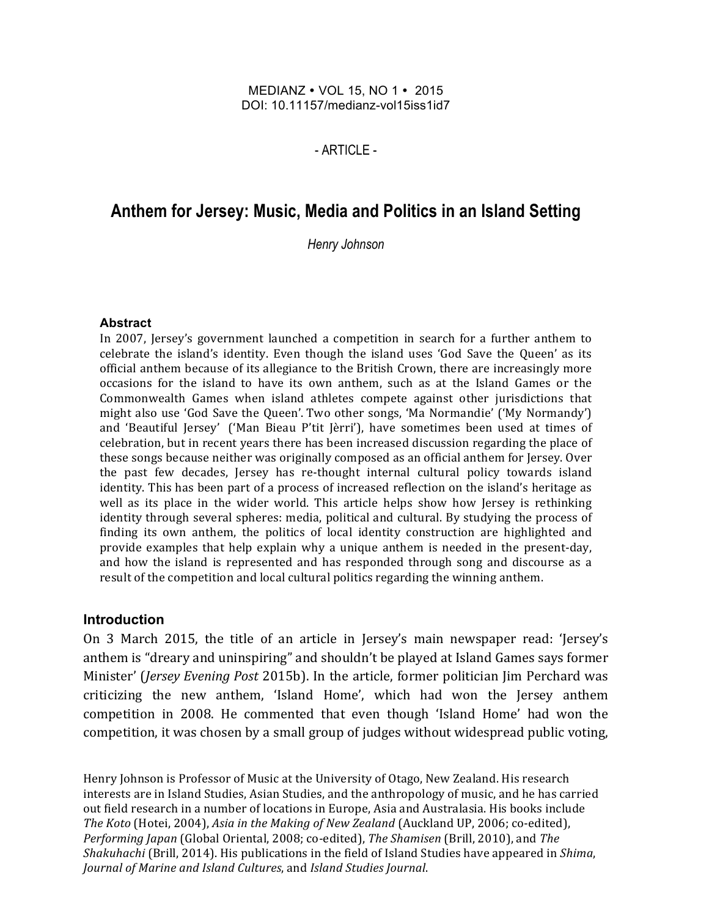MEDIANZ • VOL 15, NO 1 • 2015
DOI: 10.11157/medianz-vol15iss1id7

- ARTICLE -

# Anthem for Jersey: Music, Media and Politics in an Island Setting

*Henry Johnson*

### Abstract

In 2007, Jersey's government launched a competition in search for a further anthem to celebrate the island's identity. Even though the island uses 'God Save the Queen' as its official anthem because of its allegiance to the British Crown, there are increasingly more occasions for the island to have its own anthem, such as at the Island Games or the Commonwealth Games when island athletes compete against other jurisdictions that might also use 'God Save the Queen'. Two other songs, 'Ma Normandie' ('My Normandy') and 'Beautiful Jersey' ('Man Bieau P'tit Jèrri'), have sometimes been used at times of celebration, but in recent years there has been increased discussion regarding the place of these songs because neither was originally composed as an official anthem for Jersey. Over the past few decades, Jersey has re-thought internal cultural policy towards island identity. This has been part of a process of increased reflection on the island's heritage as well as its place in the wider world. This article helps show how Jersey is rethinking identity through several spheres: media, political and cultural. By studying the process of finding its own anthem, the politics of local identity construction are highlighted and provide examples that help explain why a unique anthem is needed in the present-day, and how the island is represented and has responded through song and discourse as a result of the competition and local cultural politics regarding the winning anthem.

## Introduction

On 3 March 2015, the title of an article in Jersey's main newspaper read: 'Jersey's anthem is "dreary and uninspiring" and shouldn't be played at Island Games says former Minister' (*Jersey Evening Post* 2015b). In the article, former politician Jim Perchard was criticizing the new anthem, 'Island Home', which had won the Jersey anthem competition in 2008. He commented that even though 'Island Home' had won the competition, it was chosen by a small group of judges without widespread public voting,

Henry Johnson is Professor of Music at the University of Otago, New Zealand. His research interests are in Island Studies, Asian Studies, and the anthropology of music, and he has carried out field research in a number of locations in Europe, Asia and Australasia. His books include *The Koto* (Hotei, 2004), *Asia in the Making of New Zealand* (Auckland UP, 2006; co-edited), *Performing Japan* (Global Oriental, 2008; co-edited), *The Shamisen* (Brill, 2010), and *The Shakuhachi* (Brill, 2014). His publications in the field of Island Studies have appeared in *Shima*, *Journal of Marine and Island Cultures*, and *Island Studies Journal*.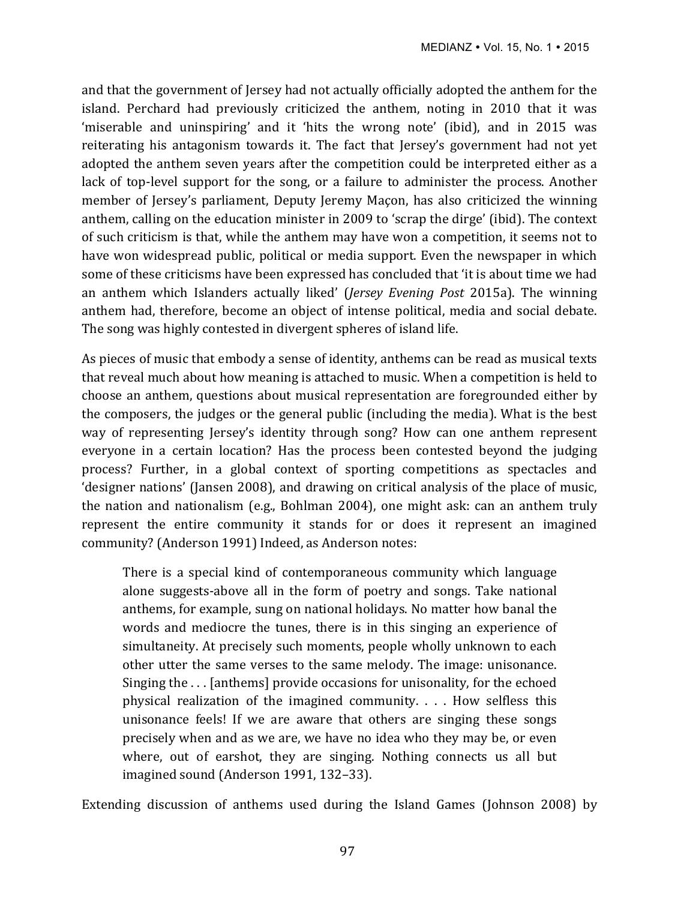and that the government of Jersey had not actually officially adopted the anthem for the island. Perchard had previously criticized the anthem, noting in 2010 that it was 'miserable and uninspiring' and it 'hits the wrong note' (ibid), and in 2015 was reiterating his antagonism towards it. The fact that Jersey's government had not yet adopted the anthem seven years after the competition could be interpreted either as a lack of top-level support for the song, or a failure to administer the process. Another member of Jersey's parliament, Deputy Jeremy Maçon, has also criticized the winning anthem, calling on the education minister in 2009 to 'scrap the dirge' (ibid). The context of such criticism is that, while the anthem may have won a competition, it seems not to have won widespread public, political or media support. Even the newspaper in which some of these criticisms have been expressed has concluded that 'it is about time we had an anthem which Islanders actually liked' (*Jersey Evening Post* 2015a). The winning anthem had, therefore, become an object of intense political, media and social debate. The song was highly contested in divergent spheres of island life.

As pieces of music that embody a sense of identity, anthems can be read as musical texts that reveal much about how meaning is attached to music. When a competition is held to choose an anthem, questions about musical representation are foregrounded either by the composers, the judges or the general public (including the media). What is the best way of representing Jersey's identity through song? How can one anthem represent everyone in a certain location? Has the process been contested beyond the judging process? Further, in a global context of sporting competitions as spectacles and 'designer nations' (Jansen 2008), and drawing on critical analysis of the place of music, the nation and nationalism (e.g., Bohlman 2004), one might ask: can an anthem truly represent the entire community it stands for or does it represent an imagined community? (Anderson 1991) Indeed, as Anderson notes:

> There is a special kind of contemporaneous community which language alone suggests-above all in the form of poetry and songs. Take national anthems, for example, sung on national holidays. No matter how banal the words and mediocre the tunes, there is in this singing an experience of simultaneity. At precisely such moments, people wholly unknown to each other utter the same verses to the same melody. The image: unisonance. Singing the . . . [anthems] provide occasions for unisonality, for the echoed physical realization of the imagined community. . . . How selfless this unisonance feels! If we are aware that others are singing these songs precisely when and as we are, we have no idea who they may be, or even where, out of earshot, they are singing. Nothing connects us all but imagined sound (Anderson 1991, 132–33).

Extending discussion of anthems used during the Island Games (Johnson 2008) by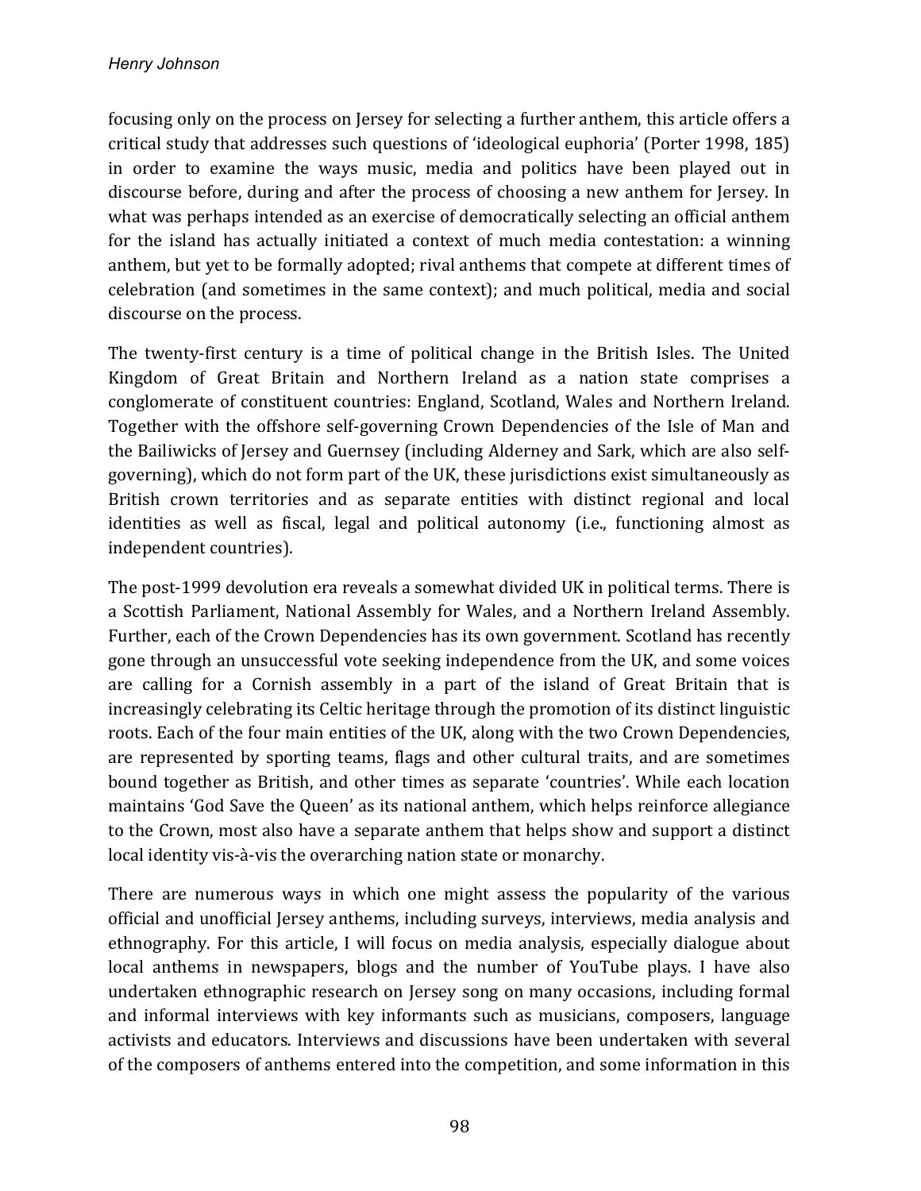focusing only on the process on Jersey for selecting a further anthem, this article offers a critical study that addresses such questions of 'ideological euphoria' (Porter 1998, 185) in order to examine the ways music, media and politics have been played out in discourse before, during and after the process of choosing a new anthem for Jersey. In what was perhaps intended as an exercise of democratically selecting an official anthem for the island has actually initiated a context of much media contestation: a winning anthem, but yet to be formally adopted; rival anthems that compete at different times of celebration (and sometimes in the same context); and much political, media and social discourse on the process.

The twenty-first century is a time of political change in the British Isles. The United Kingdom of Great Britain and Northern Ireland as a nation state comprises a conglomerate of constituent countries: England, Scotland, Wales and Northern Ireland. Together with the offshore self-governing Crown Dependencies of the Isle of Man and the Bailiwicks of Jersey and Guernsey (including Alderney and Sark, which are also self-governing), which do not form part of the UK, these jurisdictions exist simultaneously as British crown territories and as separate entities with distinct regional and local identities as well as fiscal, legal and political autonomy (i.e., functioning almost as independent countries).

The post-1999 devolution era reveals a somewhat divided UK in political terms. There is a Scottish Parliament, National Assembly for Wales, and a Northern Ireland Assembly. Further, each of the Crown Dependencies has its own government. Scotland has recently gone through an unsuccessful vote seeking independence from the UK, and some voices are calling for a Cornish assembly in a part of the island of Great Britain that is increasingly celebrating its Celtic heritage through the promotion of its distinct linguistic roots. Each of the four main entities of the UK, along with the two Crown Dependencies, are represented by sporting teams, flags and other cultural traits, and are sometimes bound together as British, and other times as separate 'countries'. While each location maintains 'God Save the Queen' as its national anthem, which helps reinforce allegiance to the Crown, most also have a separate anthem that helps show and support a distinct local identity vis-à-vis the overarching nation state or monarchy.

There are numerous ways in which one might assess the popularity of the various official and unofficial Jersey anthems, including surveys, interviews, media analysis and ethnography. For this article, I will focus on media analysis, especially dialogue about local anthems in newspapers, blogs and the number of YouTube plays. I have also undertaken ethnographic research on Jersey song on many occasions, including formal and informal interviews with key informants such as musicians, composers, language activists and educators. Interviews and discussions have been undertaken with several of the composers of anthems entered into the competition, and some information in this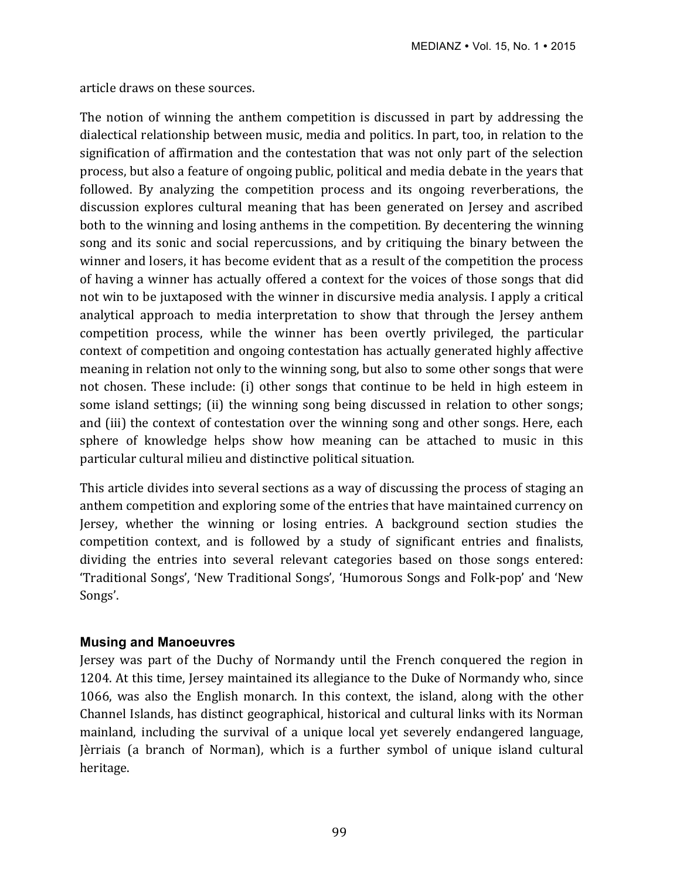article draws on these sources.

The notion of winning the anthem competition is discussed in part by addressing the dialectical relationship between music, media and politics. In part, too, in relation to the signification of affirmation and the contestation that was not only part of the selection process, but also a feature of ongoing public, political and media debate in the years that followed. By analyzing the competition process and its ongoing reverberations, the discussion explores cultural meaning that has been generated on Jersey and ascribed both to the winning and losing anthems in the competition. By decentering the winning song and its sonic and social repercussions, and by critiquing the binary between the winner and losers, it has become evident that as a result of the competition the process of having a winner has actually offered a context for the voices of those songs that did not win to be juxtaposed with the winner in discursive media analysis. I apply a critical analytical approach to media interpretation to show that through the Jersey anthem competition process, while the winner has been overtly privileged, the particular context of competition and ongoing contestation has actually generated highly affective meaning in relation not only to the winning song, but also to some other songs that were not chosen. These include: (i) other songs that continue to be held in high esteem in some island settings; (ii) the winning song being discussed in relation to other songs; and (iii) the context of contestation over the winning song and other songs. Here, each sphere of knowledge helps show how meaning can be attached to music in this particular cultural milieu and distinctive political situation.

This article divides into several sections as a way of discussing the process of staging an anthem competition and exploring some of the entries that have maintained currency on Jersey, whether the winning or losing entries. A background section studies the competition context, and is followed by a study of significant entries and finalists, dividing the entries into several relevant categories based on those songs entered: 'Traditional Songs', 'New Traditional Songs', 'Humorous Songs and Folk-pop' and 'New Songs'.

### Musing and Manoeuvres

Jersey was part of the Duchy of Normandy until the French conquered the region in 1204. At this time, Jersey maintained its allegiance to the Duke of Normandy who, since 1066, was also the English monarch. In this context, the island, along with the other Channel Islands, has distinct geographical, historical and cultural links with its Norman mainland, including the survival of a unique local yet severely endangered language, Jèrriais (a branch of Norman), which is a further symbol of unique island cultural heritage.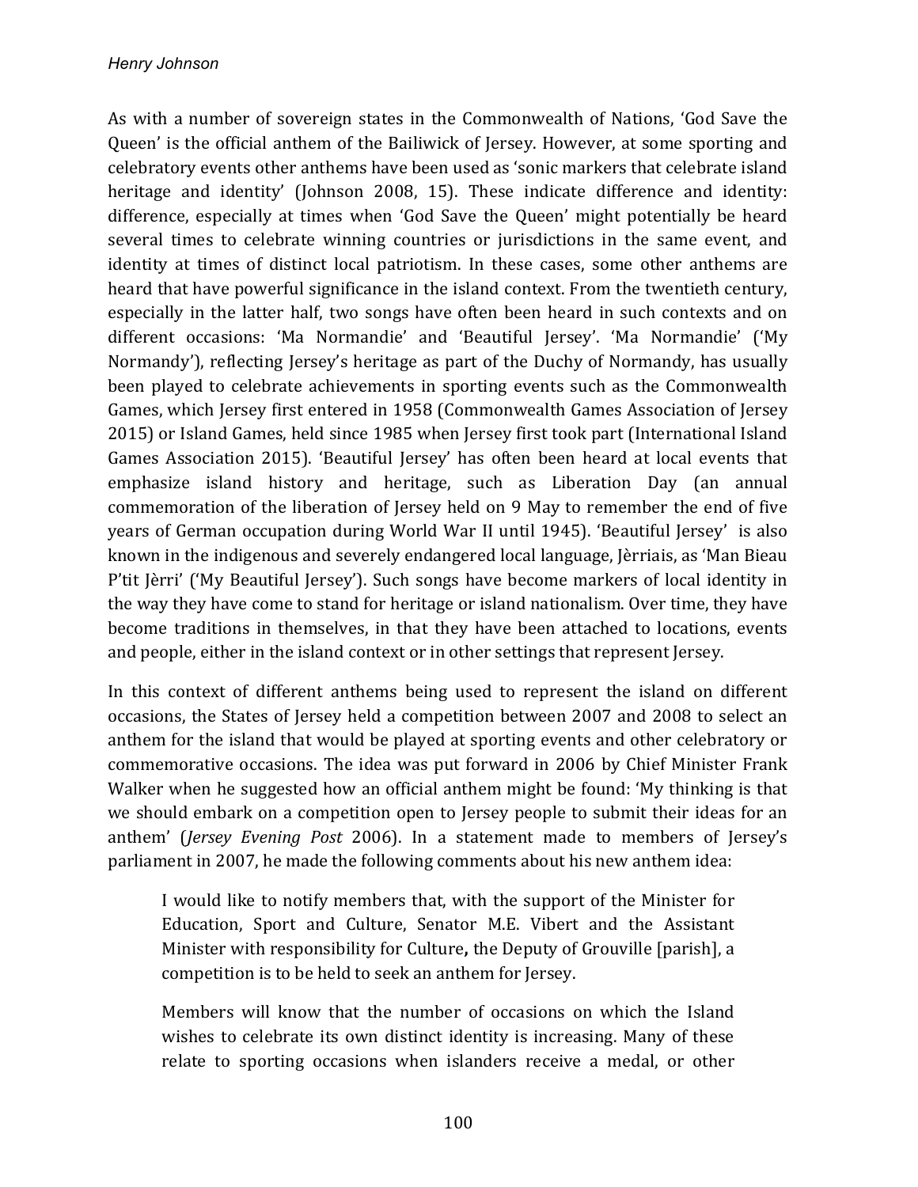As with a number of sovereign states in the Commonwealth of Nations, 'God Save the Queen' is the official anthem of the Bailiwick of Jersey. However, at some sporting and celebratory events other anthems have been used as 'sonic markers that celebrate island heritage and identity' (Johnson 2008, 15). These indicate difference and identity: difference, especially at times when 'God Save the Queen' might potentially be heard several times to celebrate winning countries or jurisdictions in the same event, and identity at times of distinct local patriotism. In these cases, some other anthems are heard that have powerful significance in the island context. From the twentieth century, especially in the latter half, two songs have often been heard in such contexts and on different occasions: 'Ma Normandie' and 'Beautiful Jersey'. 'Ma Normandie' ('My Normandy'), reflecting Jersey's heritage as part of the Duchy of Normandy, has usually been played to celebrate achievements in sporting events such as the Commonwealth Games, which Jersey first entered in 1958 (Commonwealth Games Association of Jersey 2015) or Island Games, held since 1985 when Jersey first took part (International Island Games Association 2015). 'Beautiful Jersey' has often been heard at local events that emphasize island history and heritage, such as Liberation Day (an annual commemoration of the liberation of Jersey held on 9 May to remember the end of five years of German occupation during World War II until 1945). 'Beautiful Jersey' is also known in the indigenous and severely endangered local language, Jèrriais, as 'Man Bieau P'tit Jèrri' ('My Beautiful Jersey'). Such songs have become markers of local identity in the way they have come to stand for heritage or island nationalism. Over time, they have become traditions in themselves, in that they have been attached to locations, events and people, either in the island context or in other settings that represent Jersey.

In this context of different anthems being used to represent the island on different occasions, the States of Jersey held a competition between 2007 and 2008 to select an anthem for the island that would be played at sporting events and other celebratory or commemorative occasions. The idea was put forward in 2006 by Chief Minister Frank Walker when he suggested how an official anthem might be found: 'My thinking is that we should embark on a competition open to Jersey people to submit their ideas for an anthem' (*Jersey Evening Post* 2006). In a statement made to members of Jersey's parliament in 2007, he made the following comments about his new anthem idea:

> I would like to notify members that, with the support of the Minister for Education, Sport and Culture, Senator M.E. Vibert and the Assistant Minister with responsibility for Culture**,** the Deputy of Grouville [parish], a competition is to be held to seek an anthem for Jersey.
>
> Members will know that the number of occasions on which the Island wishes to celebrate its own distinct identity is increasing. Many of these relate to sporting occasions when islanders receive a medal, or other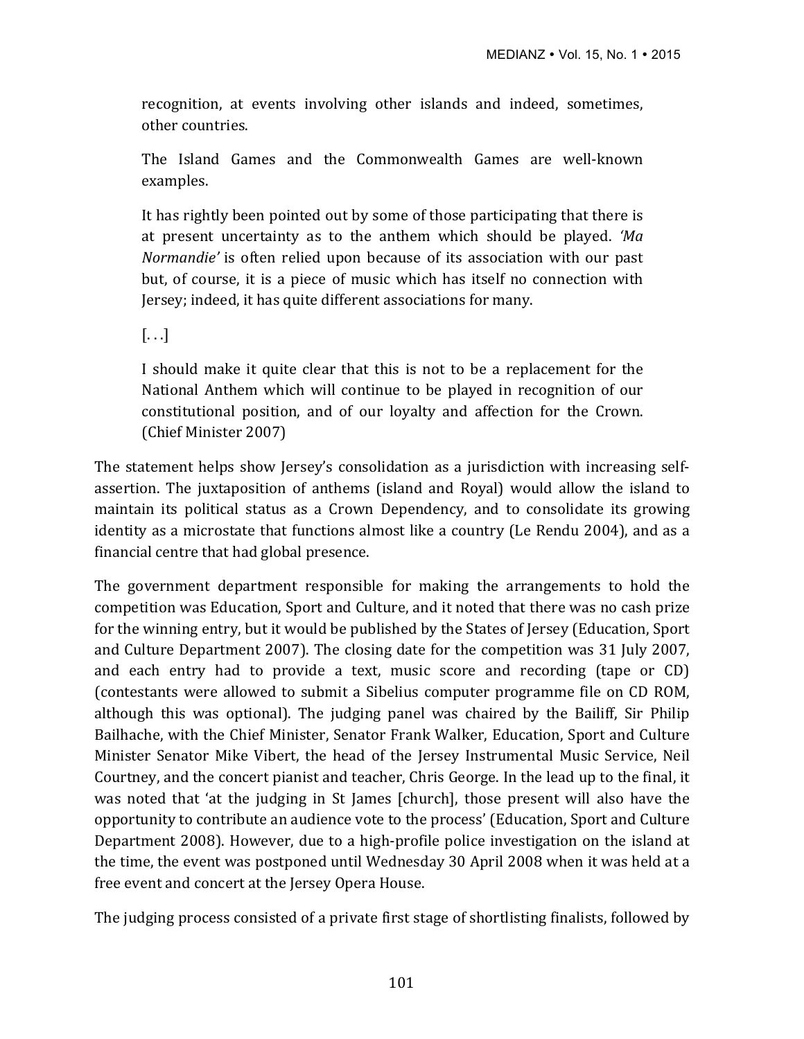> recognition, at events involving other islands and indeed, sometimes, other countries.
>
> The Island Games and the Commonwealth Games are well-known examples.
>
> It has rightly been pointed out by some of those participating that there is at present uncertainty as to the anthem which should be played. *'Ma Normandie'* is often relied upon because of its association with our past but, of course, it is a piece of music which has itself no connection with Jersey; indeed, it has quite different associations for many.
>
> [. . .]
>
> I should make it quite clear that this is not to be a replacement for the National Anthem which will continue to be played in recognition of our constitutional position, and of our loyalty and affection for the Crown. (Chief Minister 2007)

The statement helps show Jersey's consolidation as a jurisdiction with increasing self-assertion. The juxtaposition of anthems (island and Royal) would allow the island to maintain its political status as a Crown Dependency, and to consolidate its growing identity as a microstate that functions almost like a country (Le Rendu 2004), and as a financial centre that had global presence.

The government department responsible for making the arrangements to hold the competition was Education, Sport and Culture, and it noted that there was no cash prize for the winning entry, but it would be published by the States of Jersey (Education, Sport and Culture Department 2007). The closing date for the competition was 31 July 2007, and each entry had to provide a text, music score and recording (tape or CD) (contestants were allowed to submit a Sibelius computer programme file on CD ROM, although this was optional). The judging panel was chaired by the Bailiff, Sir Philip Bailhache, with the Chief Minister, Senator Frank Walker, Education, Sport and Culture Minister Senator Mike Vibert, the head of the Jersey Instrumental Music Service, Neil Courtney, and the concert pianist and teacher, Chris George. In the lead up to the final, it was noted that 'at the judging in St James [church], those present will also have the opportunity to contribute an audience vote to the process' (Education, Sport and Culture Department 2008). However, due to a high-profile police investigation on the island at the time, the event was postponed until Wednesday 30 April 2008 when it was held at a free event and concert at the Jersey Opera House.

The judging process consisted of a private first stage of shortlisting finalists, followed by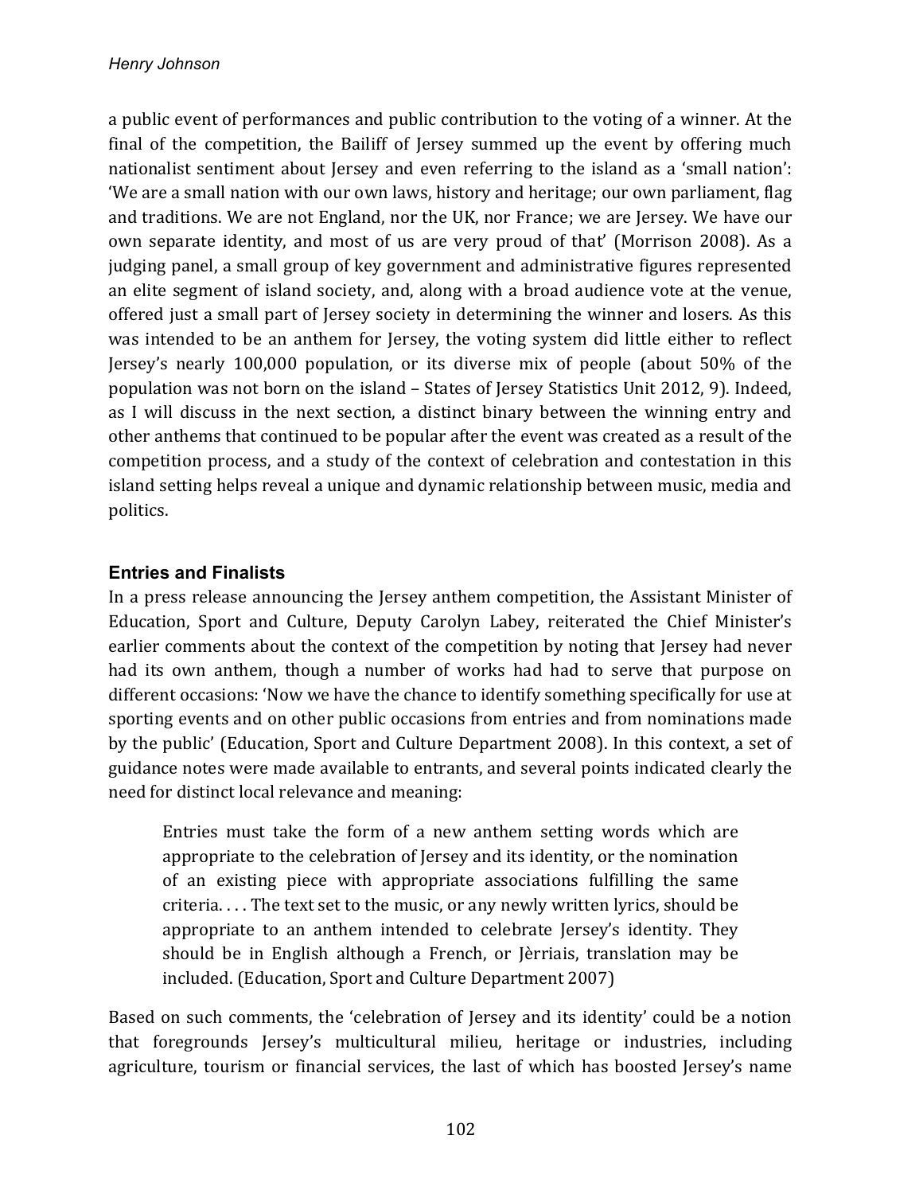a public event of performances and public contribution to the voting of a winner. At the final of the competition, the Bailiff of Jersey summed up the event by offering much nationalist sentiment about Jersey and even referring to the island as a 'small nation': 'We are a small nation with our own laws, history and heritage; our own parliament, flag and traditions. We are not England, nor the UK, nor France; we are Jersey. We have our own separate identity, and most of us are very proud of that' (Morrison 2008). As a judging panel, a small group of key government and administrative figures represented an elite segment of island society, and, along with a broad audience vote at the venue, offered just a small part of Jersey society in determining the winner and losers. As this was intended to be an anthem for Jersey, the voting system did little either to reflect Jersey's nearly 100,000 population, or its diverse mix of people (about 50% of the population was not born on the island – States of Jersey Statistics Unit 2012, 9). Indeed, as I will discuss in the next section, a distinct binary between the winning entry and other anthems that continued to be popular after the event was created as a result of the competition process, and a study of the context of celebration and contestation in this island setting helps reveal a unique and dynamic relationship between music, media and politics.

## Entries and Finalists

In a press release announcing the Jersey anthem competition, the Assistant Minister of Education, Sport and Culture, Deputy Carolyn Labey, reiterated the Chief Minister's earlier comments about the context of the competition by noting that Jersey had never had its own anthem, though a number of works had had to serve that purpose on different occasions: 'Now we have the chance to identify something specifically for use at sporting events and on other public occasions from entries and from nominations made by the public' (Education, Sport and Culture Department 2008). In this context, a set of guidance notes were made available to entrants, and several points indicated clearly the need for distinct local relevance and meaning:

> Entries must take the form of a new anthem setting words which are appropriate to the celebration of Jersey and its identity, or the nomination of an existing piece with appropriate associations fulfilling the same criteria. . . . The text set to the music, or any newly written lyrics, should be appropriate to an anthem intended to celebrate Jersey's identity. They should be in English although a French, or Jèrriais, translation may be included. (Education, Sport and Culture Department 2007)

Based on such comments, the 'celebration of Jersey and its identity' could be a notion that foregrounds Jersey's multicultural milieu, heritage or industries, including agriculture, tourism or financial services, the last of which has boosted Jersey's name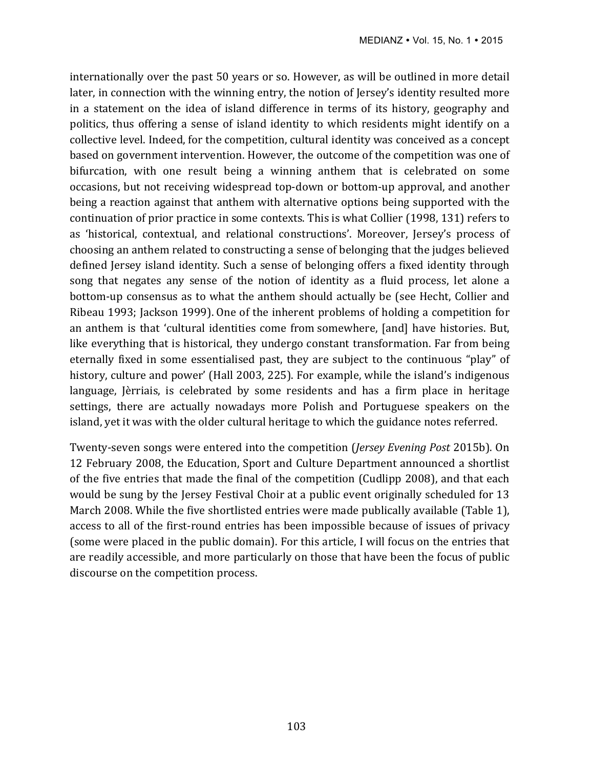internationally over the past 50 years or so. However, as will be outlined in more detail later, in connection with the winning entry, the notion of Jersey's identity resulted more in a statement on the idea of island difference in terms of its history, geography and politics, thus offering a sense of island identity to which residents might identify on a collective level. Indeed, for the competition, cultural identity was conceived as a concept based on government intervention. However, the outcome of the competition was one of bifurcation, with one result being a winning anthem that is celebrated on some occasions, but not receiving widespread top-down or bottom-up approval, and another being a reaction against that anthem with alternative options being supported with the continuation of prior practice in some contexts. This is what Collier (1998, 131) refers to as 'historical, contextual, and relational constructions'. Moreover, Jersey's process of choosing an anthem related to constructing a sense of belonging that the judges believed defined Jersey island identity. Such a sense of belonging offers a fixed identity through song that negates any sense of the notion of identity as a fluid process, let alone a bottom-up consensus as to what the anthem should actually be (see Hecht, Collier and Ribeau 1993; Jackson 1999). One of the inherent problems of holding a competition for an anthem is that 'cultural identities come from somewhere, [and] have histories. But, like everything that is historical, they undergo constant transformation. Far from being eternally fixed in some essentialised past, they are subject to the continuous "play" of history, culture and power' (Hall 2003, 225). For example, while the island's indigenous language, Jèrriais, is celebrated by some residents and has a firm place in heritage settings, there are actually nowadays more Polish and Portuguese speakers on the island, yet it was with the older cultural heritage to which the guidance notes referred.

Twenty-seven songs were entered into the competition (*Jersey Evening Post* 2015b). On 12 February 2008, the Education, Sport and Culture Department announced a shortlist of the five entries that made the final of the competition (Cudlipp 2008), and that each would be sung by the Jersey Festival Choir at a public event originally scheduled for 13 March 2008. While the five shortlisted entries were made publically available (Table 1), access to all of the first-round entries has been impossible because of issues of privacy (some were placed in the public domain). For this article, I will focus on the entries that are readily accessible, and more particularly on those that have been the focus of public discourse on the competition process.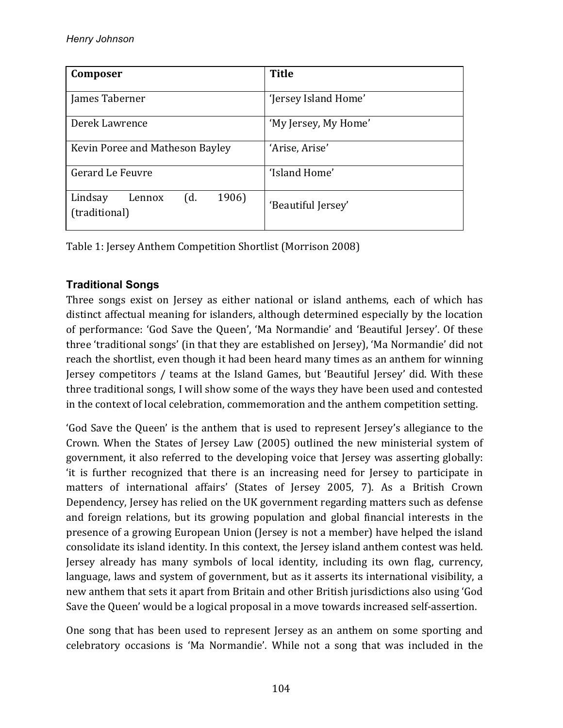| Composer | Title |
| --- | --- |
| James Taberner | 'Jersey Island Home' |
| Derek Lawrence | 'My Jersey, My Home' |
| Kevin Poree and Matheson Bayley | 'Arise, Arise' |
| Gerard Le Feuvre | 'Island Home' |
| Lindsay Lennox (d. 1906) (traditional) | 'Beautiful Jersey' |

Table 1: Jersey Anthem Competition Shortlist (Morrison 2008)

### Traditional Songs

Three songs exist on Jersey as either national or island anthems, each of which has distinct affectual meaning for islanders, although determined especially by the location of performance: 'God Save the Queen', 'Ma Normandie' and 'Beautiful Jersey'. Of these three 'traditional songs' (in that they are established on Jersey), 'Ma Normandie' did not reach the shortlist, even though it had been heard many times as an anthem for winning Jersey competitors / teams at the Island Games, but 'Beautiful Jersey' did. With these three traditional songs, I will show some of the ways they have been used and contested in the context of local celebration, commemoration and the anthem competition setting.

'God Save the Queen' is the anthem that is used to represent Jersey's allegiance to the Crown. When the States of Jersey Law (2005) outlined the new ministerial system of government, it also referred to the developing voice that Jersey was asserting globally: 'it is further recognized that there is an increasing need for Jersey to participate in matters of international affairs' (States of Jersey 2005, 7). As a British Crown Dependency, Jersey has relied on the UK government regarding matters such as defense and foreign relations, but its growing population and global financial interests in the presence of a growing European Union (Jersey is not a member) have helped the island consolidate its island identity. In this context, the Jersey island anthem contest was held. Jersey already has many symbols of local identity, including its own flag, currency, language, laws and system of government, but as it asserts its international visibility, a new anthem that sets it apart from Britain and other British jurisdictions also using 'God Save the Queen' would be a logical proposal in a move towards increased self-assertion.

One song that has been used to represent Jersey as an anthem on some sporting and celebratory occasions is 'Ma Normandie'. While not a song that was included in the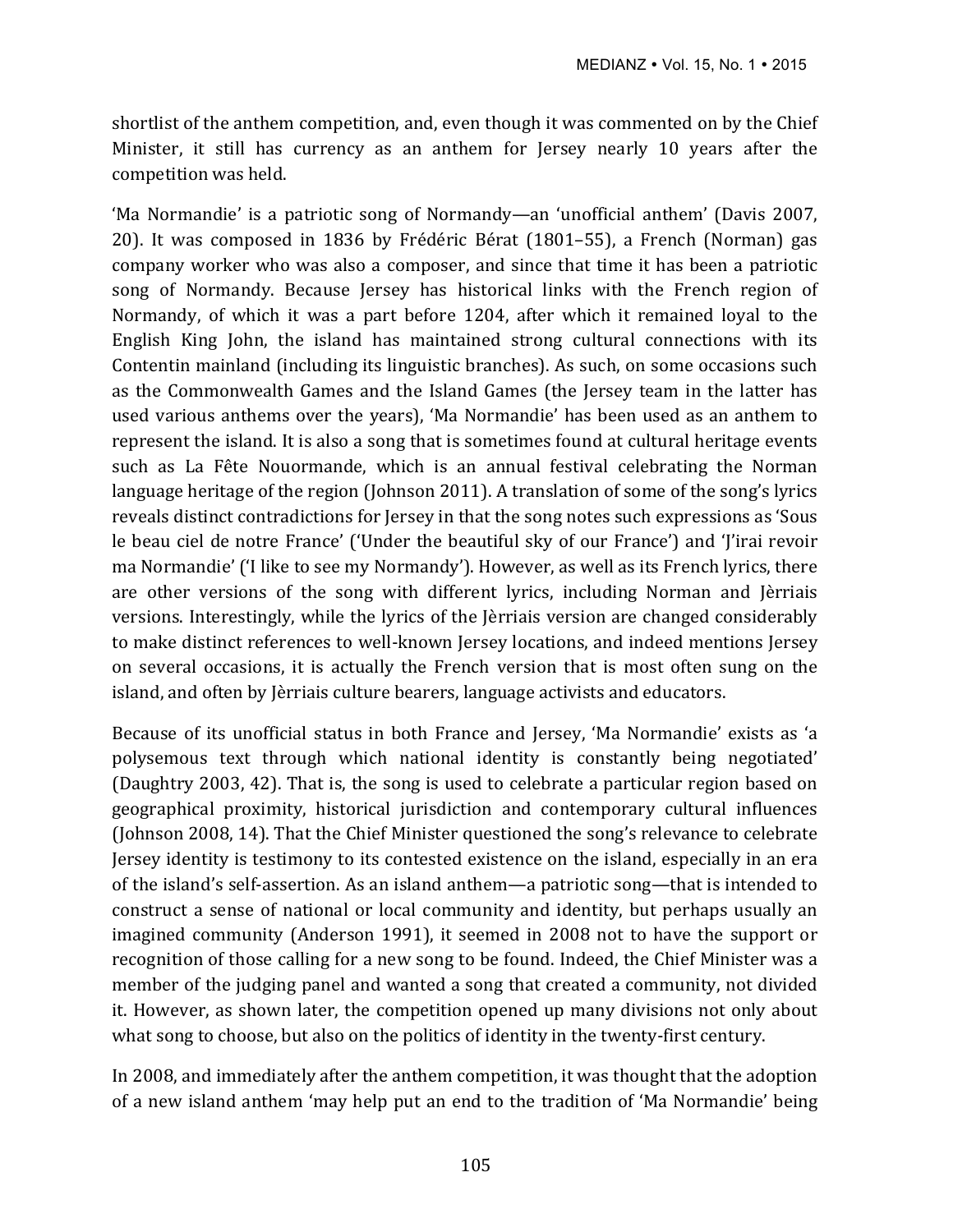shortlist of the anthem competition, and, even though it was commented on by the Chief Minister, it still has currency as an anthem for Jersey nearly 10 years after the competition was held.

'Ma Normandie' is a patriotic song of Normandy—an 'unofficial anthem' (Davis 2007, 20). It was composed in 1836 by Frédéric Bérat (1801–55), a French (Norman) gas company worker who was also a composer, and since that time it has been a patriotic song of Normandy. Because Jersey has historical links with the French region of Normandy, of which it was a part before 1204, after which it remained loyal to the English King John, the island has maintained strong cultural connections with its Contentin mainland (including its linguistic branches). As such, on some occasions such as the Commonwealth Games and the Island Games (the Jersey team in the latter has used various anthems over the years), 'Ma Normandie' has been used as an anthem to represent the island. It is also a song that is sometimes found at cultural heritage events such as La Fête Nouormande, which is an annual festival celebrating the Norman language heritage of the region (Johnson 2011). A translation of some of the song's lyrics reveals distinct contradictions for Jersey in that the song notes such expressions as 'Sous le beau ciel de notre France' ('Under the beautiful sky of our France') and 'J'irai revoir ma Normandie' ('I like to see my Normandy'). However, as well as its French lyrics, there are other versions of the song with different lyrics, including Norman and Jèrriais versions. Interestingly, while the lyrics of the Jèrriais version are changed considerably to make distinct references to well-known Jersey locations, and indeed mentions Jersey on several occasions, it is actually the French version that is most often sung on the island, and often by Jèrriais culture bearers, language activists and educators.

Because of its unofficial status in both France and Jersey, 'Ma Normandie' exists as 'a polysemous text through which national identity is constantly being negotiated' (Daughtry 2003, 42). That is, the song is used to celebrate a particular region based on geographical proximity, historical jurisdiction and contemporary cultural influences (Johnson 2008, 14). That the Chief Minister questioned the song's relevance to celebrate Jersey identity is testimony to its contested existence on the island, especially in an era of the island's self-assertion. As an island anthem—a patriotic song—that is intended to construct a sense of national or local community and identity, but perhaps usually an imagined community (Anderson 1991), it seemed in 2008 not to have the support or recognition of those calling for a new song to be found. Indeed, the Chief Minister was a member of the judging panel and wanted a song that created a community, not divided it. However, as shown later, the competition opened up many divisions not only about what song to choose, but also on the politics of identity in the twenty-first century.

In 2008, and immediately after the anthem competition, it was thought that the adoption of a new island anthem 'may help put an end to the tradition of 'Ma Normandie' being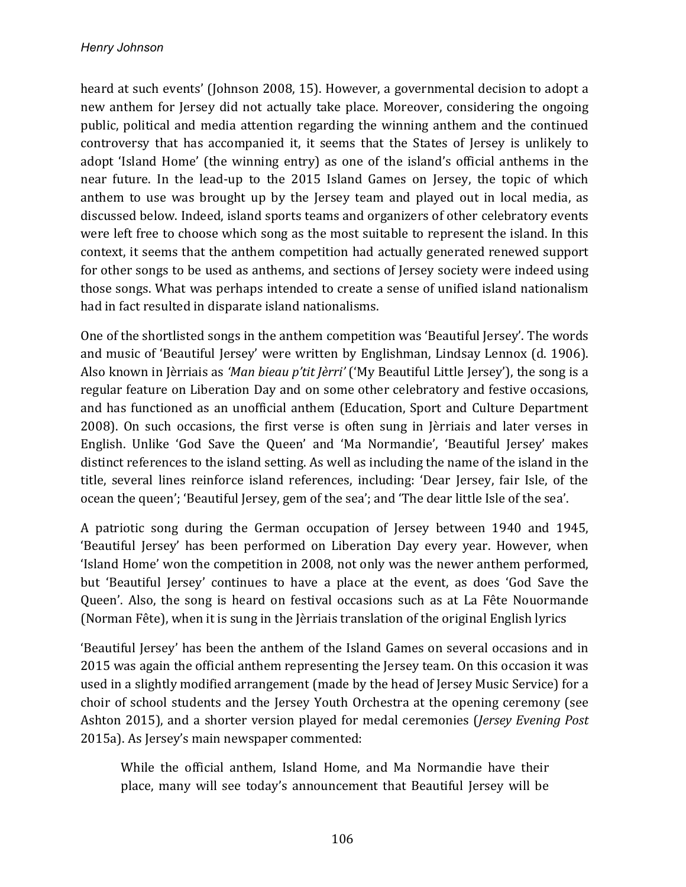heard at such events' (Johnson 2008, 15). However, a governmental decision to adopt a new anthem for Jersey did not actually take place. Moreover, considering the ongoing public, political and media attention regarding the winning anthem and the continued controversy that has accompanied it, it seems that the States of Jersey is unlikely to adopt 'Island Home' (the winning entry) as one of the island's official anthems in the near future. In the lead-up to the 2015 Island Games on Jersey, the topic of which anthem to use was brought up by the Jersey team and played out in local media, as discussed below. Indeed, island sports teams and organizers of other celebratory events were left free to choose which song as the most suitable to represent the island. In this context, it seems that the anthem competition had actually generated renewed support for other songs to be used as anthems, and sections of Jersey society were indeed using those songs. What was perhaps intended to create a sense of unified island nationalism had in fact resulted in disparate island nationalisms.

One of the shortlisted songs in the anthem competition was 'Beautiful Jersey'. The words and music of 'Beautiful Jersey' were written by Englishman, Lindsay Lennox (d. 1906). Also known in Jèrriais as *'Man bieau p'tit Jèrri'* ('My Beautiful Little Jersey'), the song is a regular feature on Liberation Day and on some other celebratory and festive occasions, and has functioned as an unofficial anthem (Education, Sport and Culture Department 2008). On such occasions, the first verse is often sung in Jèrriais and later verses in English. Unlike 'God Save the Queen' and 'Ma Normandie', 'Beautiful Jersey' makes distinct references to the island setting. As well as including the name of the island in the title, several lines reinforce island references, including: 'Dear Jersey, fair Isle, of the ocean the queen'; 'Beautiful Jersey, gem of the sea'; and 'The dear little Isle of the sea'.

A patriotic song during the German occupation of Jersey between 1940 and 1945, 'Beautiful Jersey' has been performed on Liberation Day every year. However, when 'Island Home' won the competition in 2008, not only was the newer anthem performed, but 'Beautiful Jersey' continues to have a place at the event, as does 'God Save the Queen'. Also, the song is heard on festival occasions such as at La Fête Nouormande (Norman Fête), when it is sung in the Jèrriais translation of the original English lyrics

'Beautiful Jersey' has been the anthem of the Island Games on several occasions and in 2015 was again the official anthem representing the Jersey team. On this occasion it was used in a slightly modified arrangement (made by the head of Jersey Music Service) for a choir of school students and the Jersey Youth Orchestra at the opening ceremony (see Ashton 2015), and a shorter version played for medal ceremonies (*Jersey Evening Post* 2015a). As Jersey's main newspaper commented:

> While the official anthem, Island Home, and Ma Normandie have their place, many will see today's announcement that Beautiful Jersey will be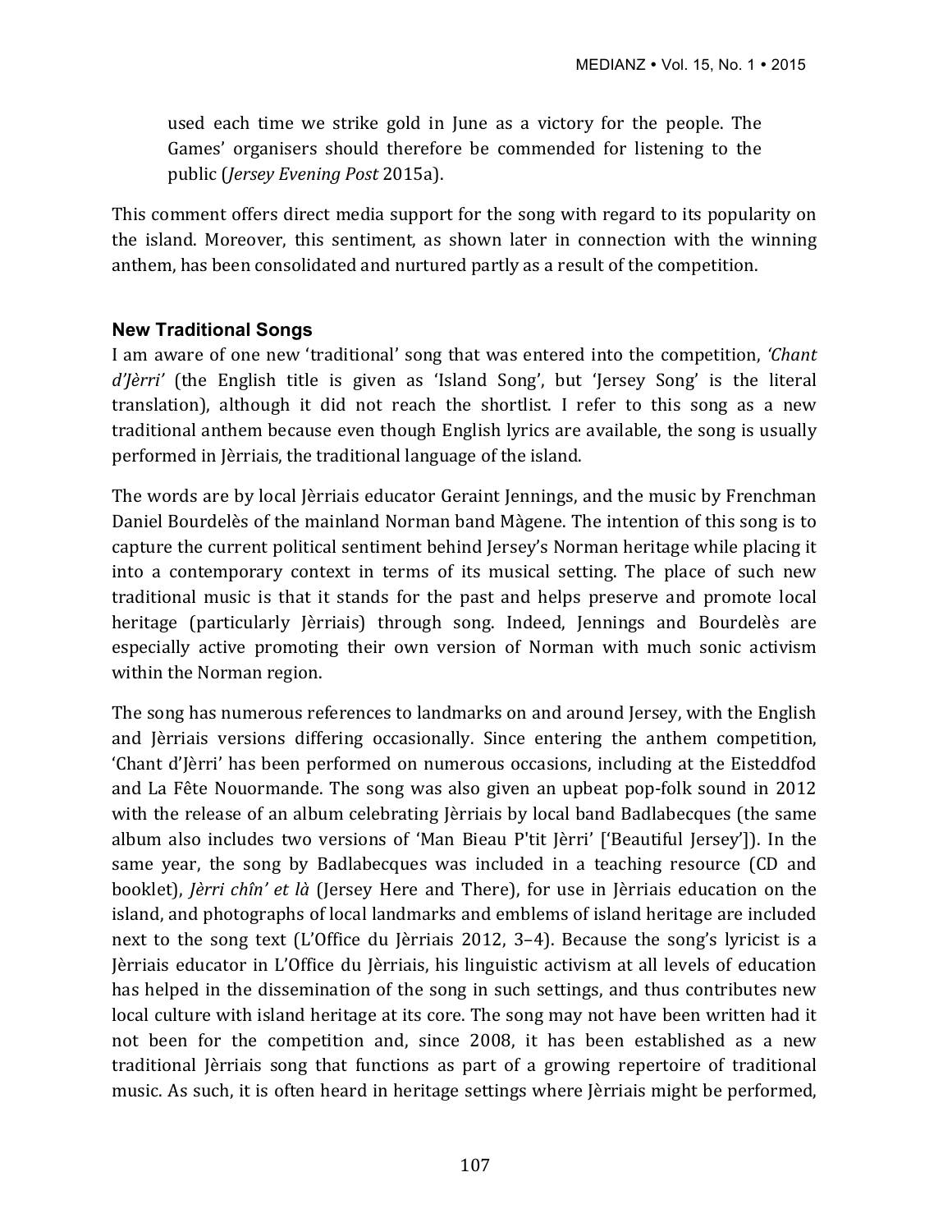> used each time we strike gold in June as a victory for the people. The Games' organisers should therefore be commended for listening to the public (*Jersey Evening Post* 2015a).

This comment offers direct media support for the song with regard to its popularity on the island. Moreover, this sentiment, as shown later in connection with the winning anthem, has been consolidated and nurtured partly as a result of the competition.

### New Traditional Songs

I am aware of one new 'traditional' song that was entered into the competition, *'Chant d'Jèrri'* (the English title is given as 'Island Song', but 'Jersey Song' is the literal translation), although it did not reach the shortlist. I refer to this song as a new traditional anthem because even though English lyrics are available, the song is usually performed in Jèrriais, the traditional language of the island.

The words are by local Jèrriais educator Geraint Jennings, and the music by Frenchman Daniel Bourdelès of the mainland Norman band Màgene. The intention of this song is to capture the current political sentiment behind Jersey's Norman heritage while placing it into a contemporary context in terms of its musical setting. The place of such new traditional music is that it stands for the past and helps preserve and promote local heritage (particularly Jèrriais) through song. Indeed, Jennings and Bourdelès are especially active promoting their own version of Norman with much sonic activism within the Norman region.

The song has numerous references to landmarks on and around Jersey, with the English and Jèrriais versions differing occasionally. Since entering the anthem competition, 'Chant d'Jèrri' has been performed on numerous occasions, including at the Eisteddfod and La Fête Nouormande. The song was also given an upbeat pop-folk sound in 2012 with the release of an album celebrating Jèrriais by local band Badlabecques (the same album also includes two versions of 'Man Bieau P'tit Jèrri' ['Beautiful Jersey']). In the same year, the song by Badlabecques was included in a teaching resource (CD and booklet), *Jèrri chîn' et là* (Jersey Here and There), for use in Jèrriais education on the island, and photographs of local landmarks and emblems of island heritage are included next to the song text (L'Office du Jèrriais 2012, 3–4). Because the song's lyricist is a Jèrriais educator in L'Office du Jèrriais, his linguistic activism at all levels of education has helped in the dissemination of the song in such settings, and thus contributes new local culture with island heritage at its core. The song may not have been written had it not been for the competition and, since 2008, it has been established as a new traditional Jèrriais song that functions as part of a growing repertoire of traditional music. As such, it is often heard in heritage settings where Jèrriais might be performed,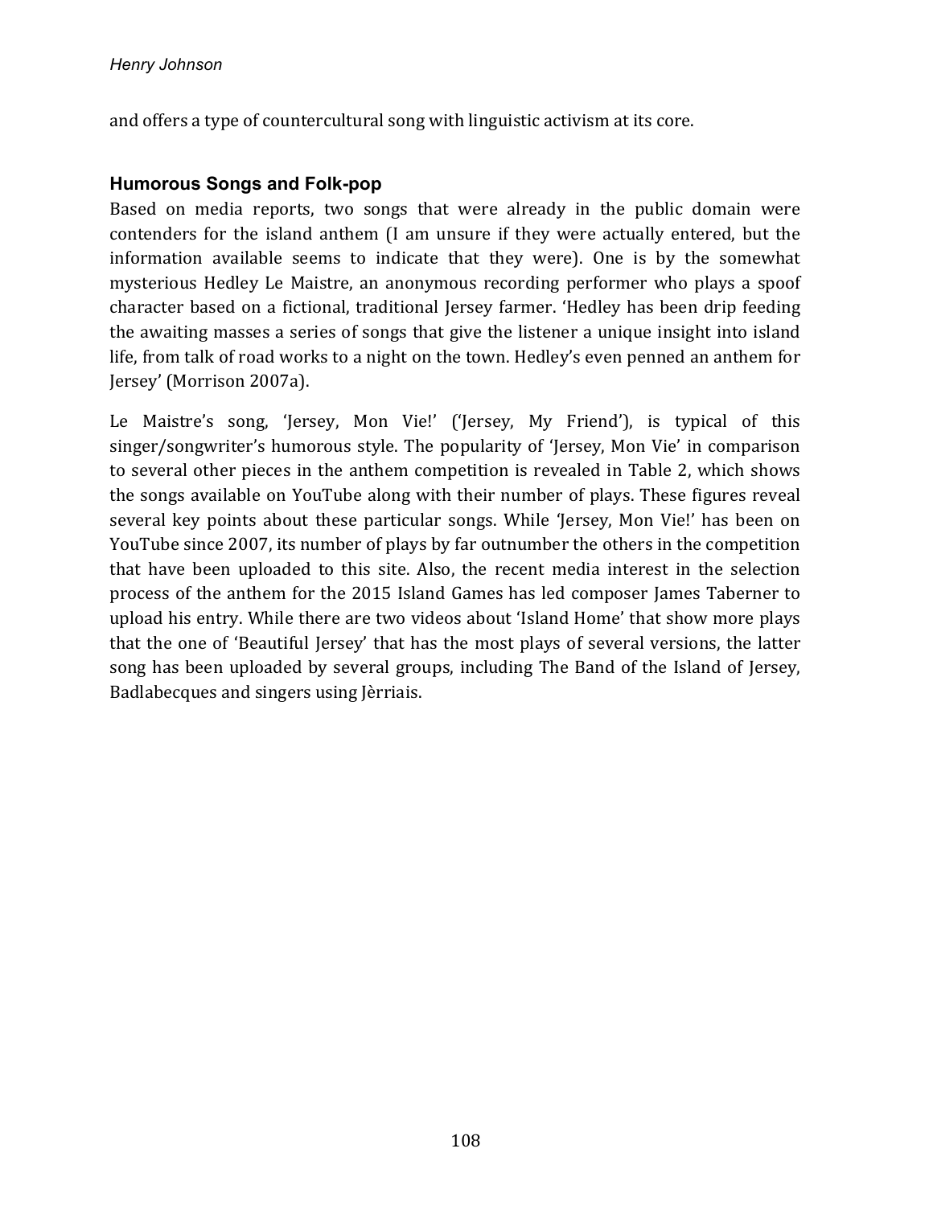and offers a type of countercultural song with linguistic activism at its core.

### Humorous Songs and Folk-pop

Based on media reports, two songs that were already in the public domain were contenders for the island anthem (I am unsure if they were actually entered, but the information available seems to indicate that they were). One is by the somewhat mysterious Hedley Le Maistre, an anonymous recording performer who plays a spoof character based on a fictional, traditional Jersey farmer. 'Hedley has been drip feeding the awaiting masses a series of songs that give the listener a unique insight into island life, from talk of road works to a night on the town. Hedley's even penned an anthem for Jersey' (Morrison 2007a).

Le Maistre's song, 'Jersey, Mon Vie!' ('Jersey, My Friend'), is typical of this singer/songwriter's humorous style. The popularity of 'Jersey, Mon Vie' in comparison to several other pieces in the anthem competition is revealed in Table 2, which shows the songs available on YouTube along with their number of plays. These figures reveal several key points about these particular songs. While 'Jersey, Mon Vie!' has been on YouTube since 2007, its number of plays by far outnumber the others in the competition that have been uploaded to this site. Also, the recent media interest in the selection process of the anthem for the 2015 Island Games has led composer James Taberner to upload his entry. While there are two videos about 'Island Home' that show more plays that the one of 'Beautiful Jersey' that has the most plays of several versions, the latter song has been uploaded by several groups, including The Band of the Island of Jersey, Badlabecques and singers using Jèrriais.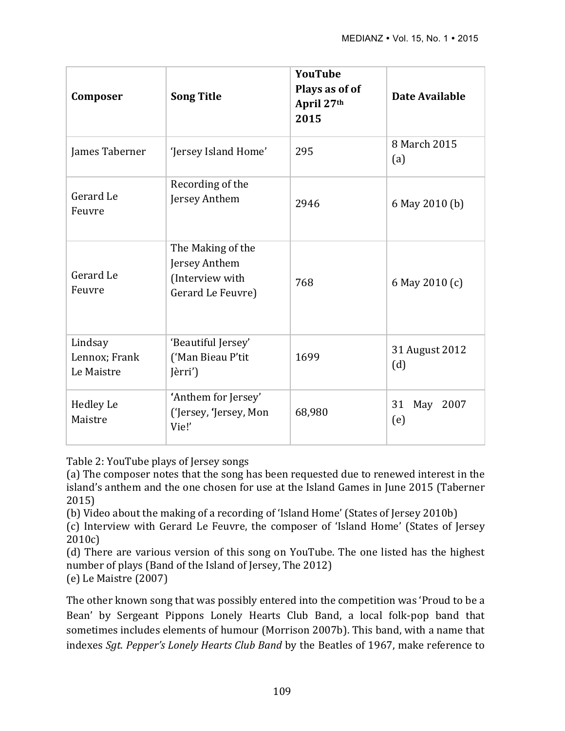| Composer | Song Title | YouTube Plays as of of April 27th 2015 | Date Available |
|---|---|---|---|
| James Taberner | 'Jersey Island Home' | 295 | 8 March 2015 (a) |
| Gerard Le Feuvre | Recording of the Jersey Anthem | 2946 | 6 May 2010 (b) |
| Gerard Le Feuvre | The Making of the Jersey Anthem (Interview with Gerard Le Feuvre) | 768 | 6 May 2010 (c) |
| Lindsay Lennox; Frank Le Maistre | 'Beautiful Jersey' ('Man Bieau P'tit Jèrri') | 1699 | 31 August 2012 (d) |
| Hedley Le Maistre | 'Anthem for Jersey' ('Jersey, 'Jersey, Mon Vie!' | 68,980 | 31 May 2007 (e) |

Table 2: YouTube plays of Jersey songs
(a) The composer notes that the song has been requested due to renewed interest in the island's anthem and the one chosen for use at the Island Games in June 2015 (Taberner 2015)
(b) Video about the making of a recording of 'Island Home' (States of Jersey 2010b)
(c) Interview with Gerard Le Feuvre, the composer of 'Island Home' (States of Jersey 2010c)
(d) There are various version of this song on YouTube. The one listed has the highest number of plays (Band of the Island of Jersey, The 2012)
(e) Le Maistre (2007)

The other known song that was possibly entered into the competition was 'Proud to be a Bean' by Sergeant Pippons Lonely Hearts Club Band, a local folk-pop band that sometimes includes elements of humour (Morrison 2007b). This band, with a name that indexes *Sgt. Pepper's Lonely Hearts Club Band* by the Beatles of 1967, make reference to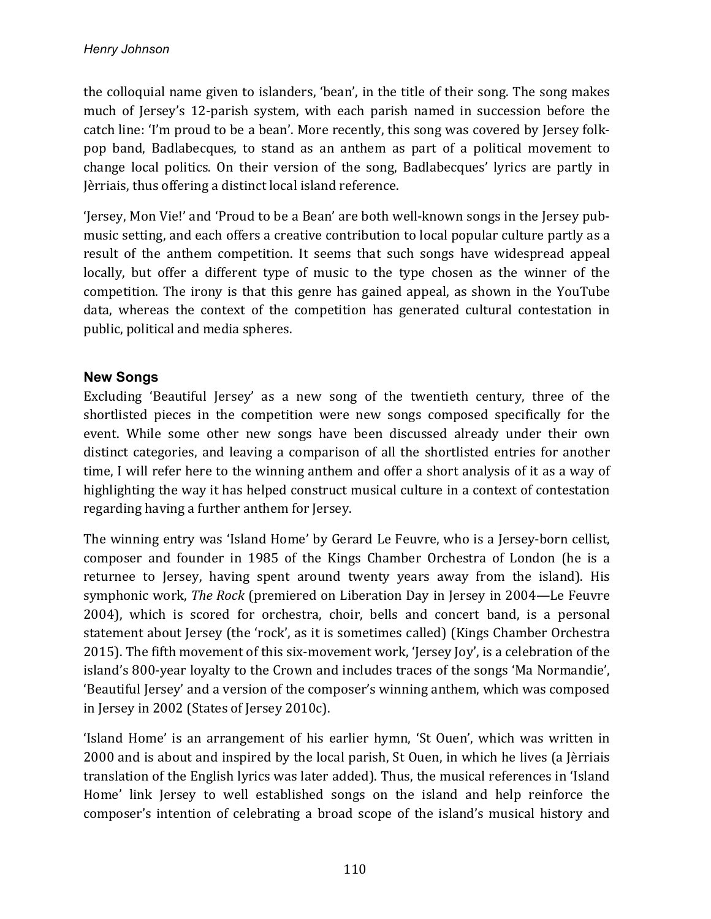the colloquial name given to islanders, 'bean', in the title of their song. The song makes much of Jersey's 12-parish system, with each parish named in succession before the catch line: 'I'm proud to be a bean'. More recently, this song was covered by Jersey folk-pop band, Badlabecques, to stand as an anthem as part of a political movement to change local politics. On their version of the song, Badlabecques' lyrics are partly in Jèrriais, thus offering a distinct local island reference.

'Jersey, Mon Vie!' and 'Proud to be a Bean' are both well-known songs in the Jersey pub-music setting, and each offers a creative contribution to local popular culture partly as a result of the anthem competition. It seems that such songs have widespread appeal locally, but offer a different type of music to the type chosen as the winner of the competition. The irony is that this genre has gained appeal, as shown in the YouTube data, whereas the context of the competition has generated cultural contestation in public, political and media spheres.

### New Songs

Excluding 'Beautiful Jersey' as a new song of the twentieth century, three of the shortlisted pieces in the competition were new songs composed specifically for the event. While some other new songs have been discussed already under their own distinct categories, and leaving a comparison of all the shortlisted entries for another time, I will refer here to the winning anthem and offer a short analysis of it as a way of highlighting the way it has helped construct musical culture in a context of contestation regarding having a further anthem for Jersey.

The winning entry was 'Island Home' by Gerard Le Feuvre, who is a Jersey-born cellist, composer and founder in 1985 of the Kings Chamber Orchestra of London (he is a returnee to Jersey, having spent around twenty years away from the island). His symphonic work, *The Rock* (premiered on Liberation Day in Jersey in 2004—Le Feuvre 2004), which is scored for orchestra, choir, bells and concert band, is a personal statement about Jersey (the 'rock', as it is sometimes called) (Kings Chamber Orchestra 2015). The fifth movement of this six-movement work, 'Jersey Joy', is a celebration of the island's 800-year loyalty to the Crown and includes traces of the songs 'Ma Normandie', 'Beautiful Jersey' and a version of the composer's winning anthem, which was composed in Jersey in 2002 (States of Jersey 2010c).

'Island Home' is an arrangement of his earlier hymn, 'St Ouen', which was written in 2000 and is about and inspired by the local parish, St Ouen, in which he lives (a Jèrriais translation of the English lyrics was later added). Thus, the musical references in 'Island Home' link Jersey to well established songs on the island and help reinforce the composer's intention of celebrating a broad scope of the island's musical history and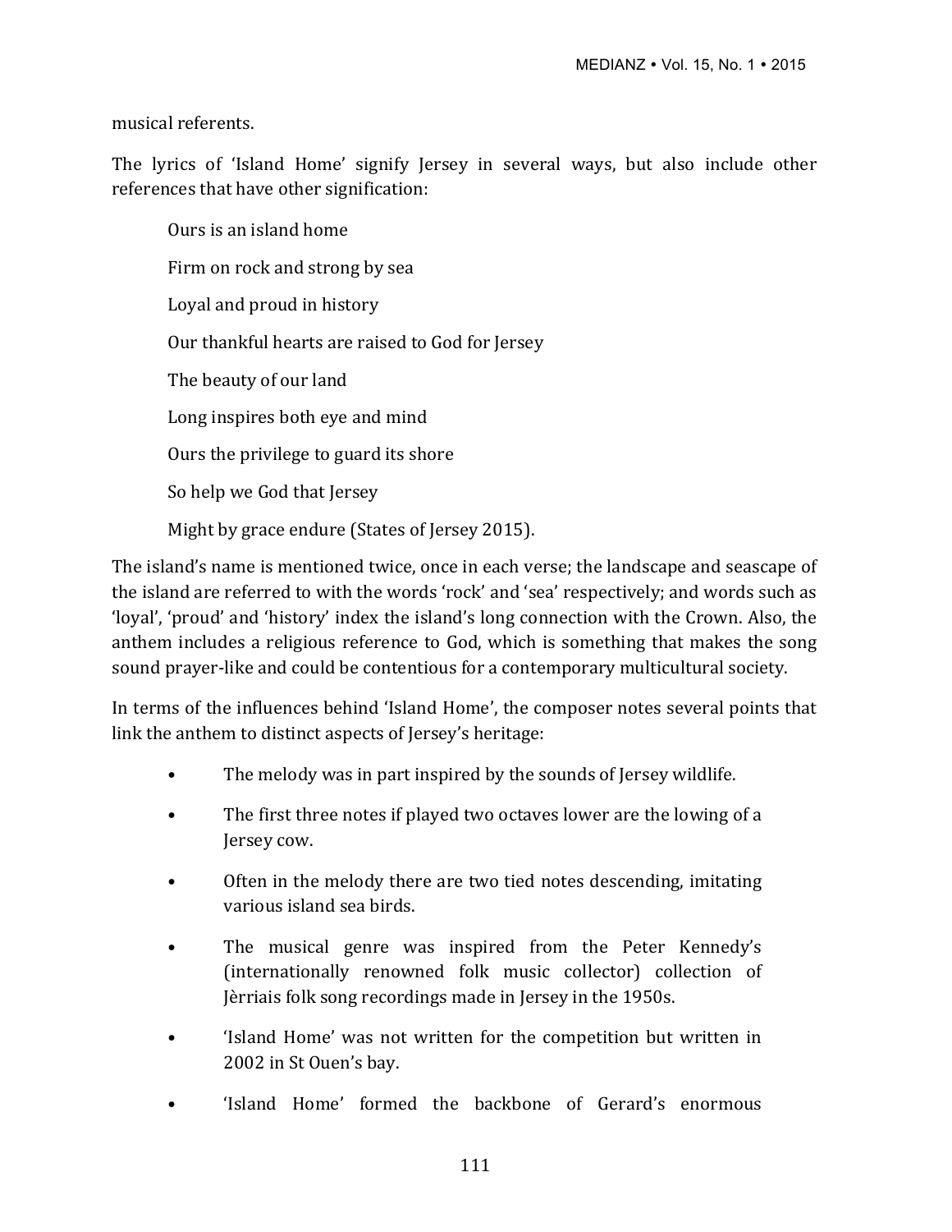musical referents.

The lyrics of 'Island Home' signify Jersey in several ways, but also include other references that have other signification:

> Ours is an island home
>
> Firm on rock and strong by sea
>
> Loyal and proud in history
>
> Our thankful hearts are raised to God for Jersey
>
> The beauty of our land
>
> Long inspires both eye and mind
>
> Ours the privilege to guard its shore
>
> So help we God that Jersey
>
> Might by grace endure (States of Jersey 2015).

The island's name is mentioned twice, once in each verse; the landscape and seascape of the island are referred to with the words 'rock' and 'sea' respectively; and words such as 'loyal', 'proud' and 'history' index the island's long connection with the Crown. Also, the anthem includes a religious reference to God, which is something that makes the song sound prayer-like and could be contentious for a contemporary multicultural society.

In terms of the influences behind 'Island Home', the composer notes several points that link the anthem to distinct aspects of Jersey's heritage:

- The melody was in part inspired by the sounds of Jersey wildlife.
- The first three notes if played two octaves lower are the lowing of a Jersey cow.
- Often in the melody there are two tied notes descending, imitating various island sea birds.
- The musical genre was inspired from the Peter Kennedy's (internationally renowned folk music collector) collection of Jèrriais folk song recordings made in Jersey in the 1950s.
- 'Island Home' was not written for the competition but written in 2002 in St Ouen's bay.
- 'Island Home' formed the backbone of Gerard's enormous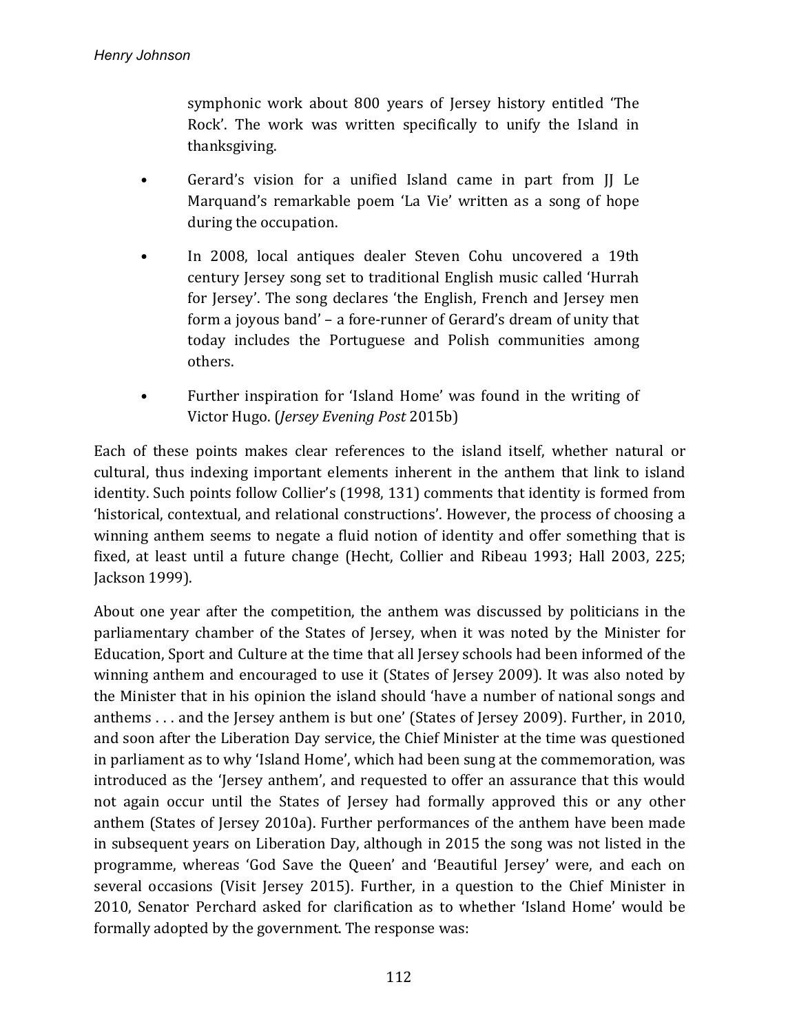symphonic work about 800 years of Jersey history entitled 'The Rock'. The work was written specifically to unify the Island in thanksgiving.

- Gerard's vision for a unified Island came in part from JJ Le Marquand's remarkable poem 'La Vie' written as a song of hope during the occupation.

- In 2008, local antiques dealer Steven Cohu uncovered a 19th century Jersey song set to traditional English music called 'Hurrah for Jersey'. The song declares 'the English, French and Jersey men form a joyous band' – a fore-runner of Gerard's dream of unity that today includes the Portuguese and Polish communities among others.

- Further inspiration for 'Island Home' was found in the writing of Victor Hugo. (*Jersey Evening Post* 2015b)

Each of these points makes clear references to the island itself, whether natural or cultural, thus indexing important elements inherent in the anthem that link to island identity. Such points follow Collier's (1998, 131) comments that identity is formed from 'historical, contextual, and relational constructions'. However, the process of choosing a winning anthem seems to negate a fluid notion of identity and offer something that is fixed, at least until a future change (Hecht, Collier and Ribeau 1993; Hall 2003, 225; Jackson 1999).

About one year after the competition, the anthem was discussed by politicians in the parliamentary chamber of the States of Jersey, when it was noted by the Minister for Education, Sport and Culture at the time that all Jersey schools had been informed of the winning anthem and encouraged to use it (States of Jersey 2009). It was also noted by the Minister that in his opinion the island should 'have a number of national songs and anthems . . . and the Jersey anthem is but one' (States of Jersey 2009). Further, in 2010, and soon after the Liberation Day service, the Chief Minister at the time was questioned in parliament as to why 'Island Home', which had been sung at the commemoration, was introduced as the 'Jersey anthem', and requested to offer an assurance that this would not again occur until the States of Jersey had formally approved this or any other anthem (States of Jersey 2010a). Further performances of the anthem have been made in subsequent years on Liberation Day, although in 2015 the song was not listed in the programme, whereas 'God Save the Queen' and 'Beautiful Jersey' were, and each on several occasions (Visit Jersey 2015). Further, in a question to the Chief Minister in 2010, Senator Perchard asked for clarification as to whether 'Island Home' would be formally adopted by the government. The response was: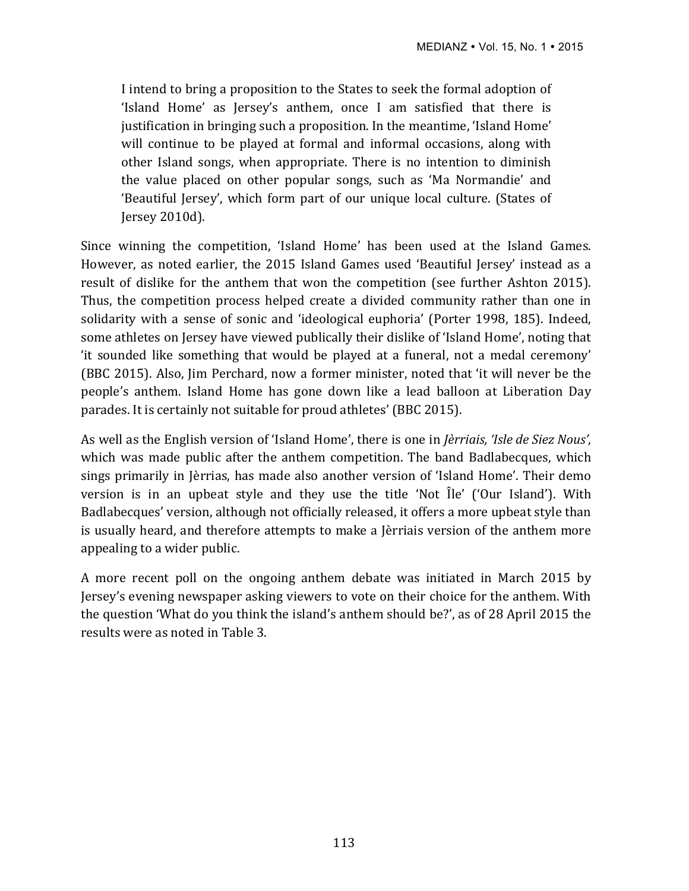> I intend to bring a proposition to the States to seek the formal adoption of 'Island Home' as Jersey's anthem, once I am satisfied that there is justification in bringing such a proposition. In the meantime, 'Island Home' will continue to be played at formal and informal occasions, along with other Island songs, when appropriate. There is no intention to diminish the value placed on other popular songs, such as 'Ma Normandie' and 'Beautiful Jersey', which form part of our unique local culture. (States of Jersey 2010d).

Since winning the competition, 'Island Home' has been used at the Island Games. However, as noted earlier, the 2015 Island Games used 'Beautiful Jersey' instead as a result of dislike for the anthem that won the competition (see further Ashton 2015). Thus, the competition process helped create a divided community rather than one in solidarity with a sense of sonic and 'ideological euphoria' (Porter 1998, 185). Indeed, some athletes on Jersey have viewed publically their dislike of 'Island Home', noting that 'it sounded like something that would be played at a funeral, not a medal ceremony' (BBC 2015). Also, Jim Perchard, now a former minister, noted that 'it will never be the people's anthem. Island Home has gone down like a lead balloon at Liberation Day parades. It is certainly not suitable for proud athletes' (BBC 2015).

As well as the English version of 'Island Home', there is one in *Jèrriais, 'Isle de Siez Nous'*, which was made public after the anthem competition. The band Badlabecques, which sings primarily in Jèrrias, has made also another version of 'Island Home'. Their demo version is in an upbeat style and they use the title 'Not Île' ('Our Island'). With Badlabecques' version, although not officially released, it offers a more upbeat style than is usually heard, and therefore attempts to make a Jèrriais version of the anthem more appealing to a wider public.

A more recent poll on the ongoing anthem debate was initiated in March 2015 by Jersey's evening newspaper asking viewers to vote on their choice for the anthem. With the question 'What do you think the island's anthem should be?', as of 28 April 2015 the results were as noted in Table 3.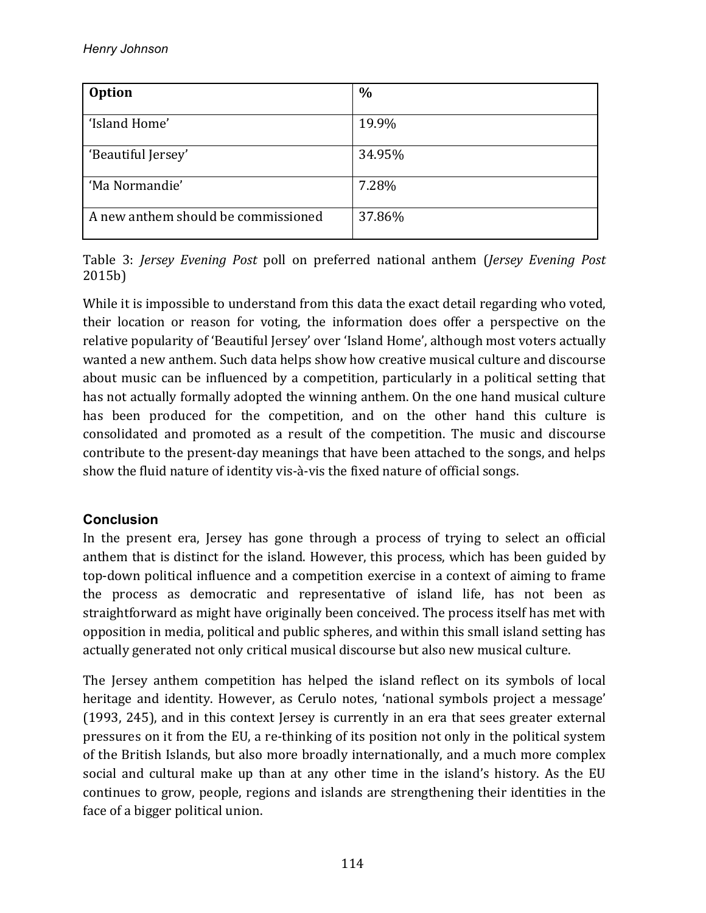| Option | % |
| --- | --- |
| 'Island Home' | 19.9% |
| 'Beautiful Jersey' | 34.95% |
| 'Ma Normandie' | 7.28% |
| A new anthem should be commissioned | 37.86% |

Table 3: *Jersey Evening Post* poll on preferred national anthem (*Jersey Evening Post* 2015b)

While it is impossible to understand from this data the exact detail regarding who voted, their location or reason for voting, the information does offer a perspective on the relative popularity of 'Beautiful Jersey' over 'Island Home', although most voters actually wanted a new anthem. Such data helps show how creative musical culture and discourse about music can be influenced by a competition, particularly in a political setting that has not actually formally adopted the winning anthem. On the one hand musical culture has been produced for the competition, and on the other hand this culture is consolidated and promoted as a result of the competition. The music and discourse contribute to the present-day meanings that have been attached to the songs, and helps show the fluid nature of identity vis-à-vis the fixed nature of official songs.

## Conclusion

In the present era, Jersey has gone through a process of trying to select an official anthem that is distinct for the island. However, this process, which has been guided by top-down political influence and a competition exercise in a context of aiming to frame the process as democratic and representative of island life, has not been as straightforward as might have originally been conceived. The process itself has met with opposition in media, political and public spheres, and within this small island setting has actually generated not only critical musical discourse but also new musical culture.

The Jersey anthem competition has helped the island reflect on its symbols of local heritage and identity. However, as Cerulo notes, 'national symbols project a message' (1993, 245), and in this context Jersey is currently in an era that sees greater external pressures on it from the EU, a re-thinking of its position not only in the political system of the British Islands, but also more broadly internationally, and a much more complex social and cultural make up than at any other time in the island's history. As the EU continues to grow, people, regions and islands are strengthening their identities in the face of a bigger political union.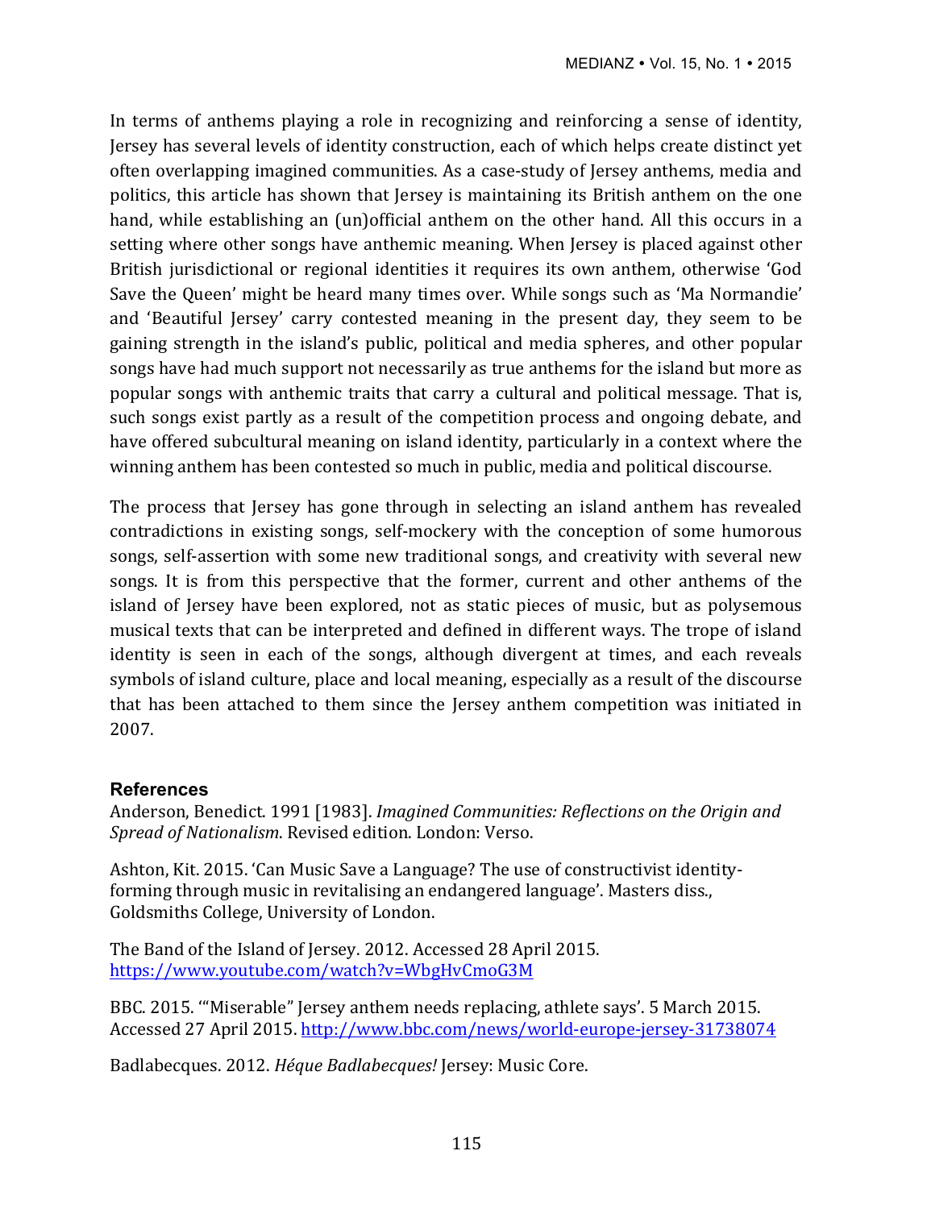In terms of anthems playing a role in recognizing and reinforcing a sense of identity, Jersey has several levels of identity construction, each of which helps create distinct yet often overlapping imagined communities. As a case-study of Jersey anthems, media and politics, this article has shown that Jersey is maintaining its British anthem on the one hand, while establishing an (un)official anthem on the other hand. All this occurs in a setting where other songs have anthemic meaning. When Jersey is placed against other British jurisdictional or regional identities it requires its own anthem, otherwise 'God Save the Queen' might be heard many times over. While songs such as 'Ma Normandie' and 'Beautiful Jersey' carry contested meaning in the present day, they seem to be gaining strength in the island's public, political and media spheres, and other popular songs have had much support not necessarily as true anthems for the island but more as popular songs with anthemic traits that carry a cultural and political message. That is, such songs exist partly as a result of the competition process and ongoing debate, and have offered subcultural meaning on island identity, particularly in a context where the winning anthem has been contested so much in public, media and political discourse.

The process that Jersey has gone through in selecting an island anthem has revealed contradictions in existing songs, self-mockery with the conception of some humorous songs, self-assertion with some new traditional songs, and creativity with several new songs. It is from this perspective that the former, current and other anthems of the island of Jersey have been explored, not as static pieces of music, but as polysemous musical texts that can be interpreted and defined in different ways. The trope of island identity is seen in each of the songs, although divergent at times, and each reveals symbols of island culture, place and local meaning, especially as a result of the discourse that has been attached to them since the Jersey anthem competition was initiated in 2007.

## References

Anderson, Benedict. 1991 [1983]. *Imagined Communities: Reflections on the Origin and Spread of Nationalism*. Revised edition. London: Verso.

Ashton, Kit. 2015. 'Can Music Save a Language? The use of constructivist identity-forming through music in revitalising an endangered language'. Masters diss., Goldsmiths College, University of London.

The Band of the Island of Jersey. 2012. Accessed 28 April 2015. https://www.youtube.com/watch?v=WbgHvCmoG3M

BBC. 2015. '"Miserable" Jersey anthem needs replacing, athlete says'. 5 March 2015. Accessed 27 April 2015. http://www.bbc.com/news/world-europe-jersey-31738074

Badlabecques. 2012. *Héque Badlabecques!* Jersey: Music Core.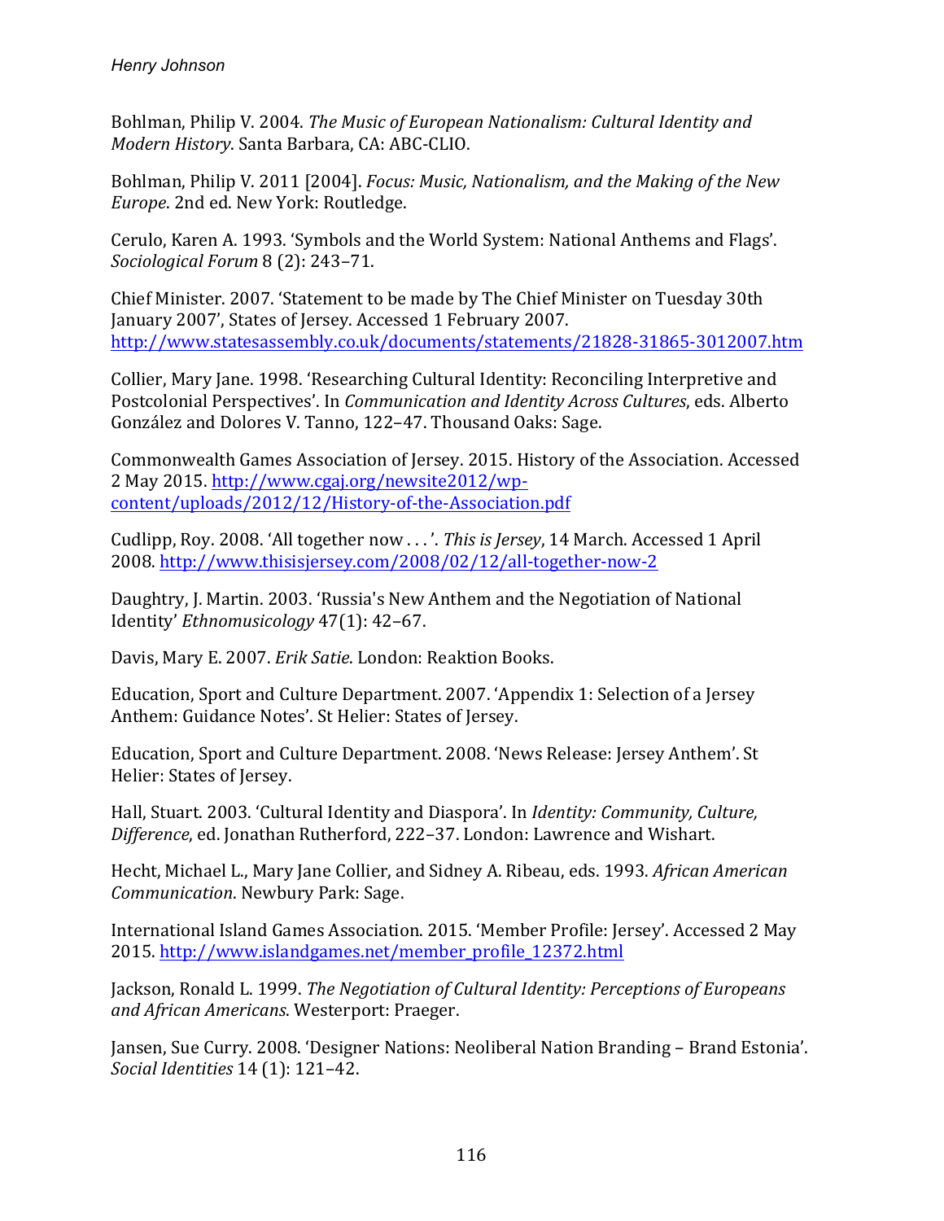Bohlman, Philip V. 2004. *The Music of European Nationalism: Cultural Identity and Modern History*. Santa Barbara, CA: ABC-CLIO.

Bohlman, Philip V. 2011 [2004]. *Focus: Music, Nationalism, and the Making of the New Europe*. 2nd ed. New York: Routledge.

Cerulo, Karen A. 1993. 'Symbols and the World System: National Anthems and Flags'. *Sociological Forum* 8 (2): 243–71.

Chief Minister. 2007. 'Statement to be made by The Chief Minister on Tuesday 30th January 2007', States of Jersey. Accessed 1 February 2007. http://www.statesassembly.co.uk/documents/statements/21828-31865-3012007.htm

Collier, Mary Jane. 1998. 'Researching Cultural Identity: Reconciling Interpretive and Postcolonial Perspectives'. In *Communication and Identity Across Cultures*, eds. Alberto González and Dolores V. Tanno, 122–47. Thousand Oaks: Sage.

Commonwealth Games Association of Jersey. 2015. History of the Association. Accessed 2 May 2015. http://www.cgaj.org/newsite2012/wp-content/uploads/2012/12/History-of-the-Association.pdf

Cudlipp, Roy. 2008. 'All together now . . .'. *This is Jersey*, 14 March. Accessed 1 April 2008. http://www.thisisjersey.com/2008/02/12/all-together-now-2

Daughtry, J. Martin. 2003. 'Russia's New Anthem and the Negotiation of National Identity' *Ethnomusicology* 47(1): 42–67.

Davis, Mary E. 2007. *Erik Satie*. London: Reaktion Books.

Education, Sport and Culture Department. 2007. 'Appendix 1: Selection of a Jersey Anthem: Guidance Notes'. St Helier: States of Jersey.

Education, Sport and Culture Department. 2008. 'News Release: Jersey Anthem'. St Helier: States of Jersey.

Hall, Stuart. 2003. 'Cultural Identity and Diaspora'. In *Identity: Community, Culture, Difference*, ed. Jonathan Rutherford, 222–37. London: Lawrence and Wishart.

Hecht, Michael L., Mary Jane Collier, and Sidney A. Ribeau, eds. 1993. *African American Communication*. Newbury Park: Sage.

International Island Games Association. 2015. 'Member Profile: Jersey'. Accessed 2 May 2015. http://www.islandgames.net/member_profile_12372.html

Jackson, Ronald L. 1999. *The Negotiation of Cultural Identity: Perceptions of Europeans and African Americans*. Westerport: Praeger.

Jansen, Sue Curry. 2008. 'Designer Nations: Neoliberal Nation Branding – Brand Estonia'. *Social Identities* 14 (1): 121–42.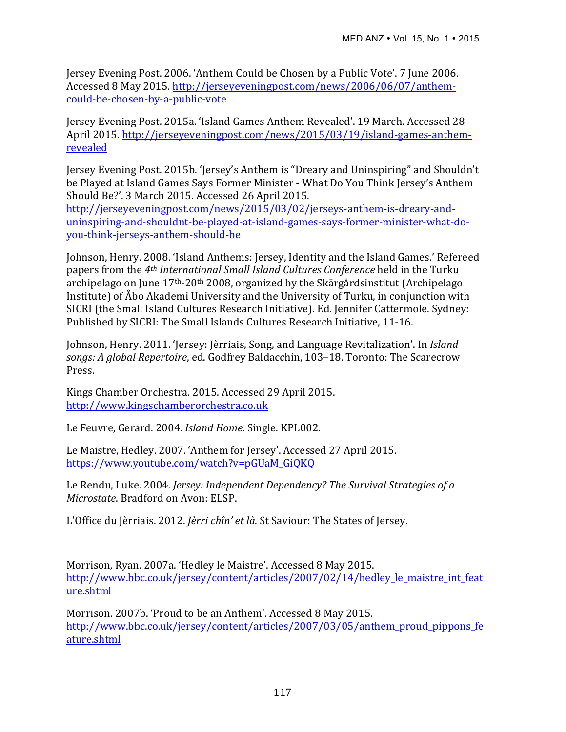Jersey Evening Post. 2006. 'Anthem Could be Chosen by a Public Vote'. 7 June 2006. Accessed 8 May 2015. http://jerseyeveningpost.com/news/2006/06/07/anthem-could-be-chosen-by-a-public-vote

Jersey Evening Post. 2015a. 'Island Games Anthem Revealed'. 19 March. Accessed 28 April 2015. http://jerseyeveningpost.com/news/2015/03/19/island-games-anthem-revealed

Jersey Evening Post. 2015b. 'Jersey's Anthem is "Dreary and Uninspiring" and Shouldn't be Played at Island Games Says Former Minister - What Do You Think Jersey's Anthem Should Be?'. 3 March 2015. Accessed 26 April 2015. http://jerseyeveningpost.com/news/2015/03/02/jerseys-anthem-is-dreary-and-uninspiring-and-shouldnt-be-played-at-island-games-says-former-minister-what-do-you-think-jerseys-anthem-should-be

Johnson, Henry. 2008. 'Island Anthems: Jersey, Identity and the Island Games.' Refereed papers from the *4th International Small Island Cultures Conference* held in the Turku archipelago on June 17th-20th 2008, organized by the Skärgårdsinstitut (Archipelago Institute) of Åbo Akademi University and the University of Turku, in conjunction with SICRI (the Small Island Cultures Research Initiative). Ed. Jennifer Cattermole. Sydney: Published by SICRI: The Small Islands Cultures Research Initiative, 11-16.

Johnson, Henry. 2011. 'Jersey: Jèrriais, Song, and Language Revitalization'. In *Island songs: A global Repertoire*, ed. Godfrey Baldacchin, 103–18. Toronto: The Scarecrow Press.

Kings Chamber Orchestra. 2015. Accessed 29 April 2015. http://www.kingschamberorchestra.co.uk

Le Feuvre, Gerard. 2004. *Island Home*. Single. KPL002.

Le Maistre, Hedley. 2007. 'Anthem for Jersey'. Accessed 27 April 2015. https://www.youtube.com/watch?v=pGUaM_GiQKQ

Le Rendu, Luke. 2004. *Jersey: Independent Dependency? The Survival Strategies of a Microstate*. Bradford on Avon: ELSP.

L'Office du Jèrriais. 2012. *Jèrri chîn' et là*. St Saviour: The States of Jersey.

Morrison, Ryan. 2007a. 'Hedley le Maistre'. Accessed 8 May 2015. http://www.bbc.co.uk/jersey/content/articles/2007/02/14/hedley_le_maistre_int_feature.shtml

Morrison. 2007b. 'Proud to be an Anthem'. Accessed 8 May 2015. http://www.bbc.co.uk/jersey/content/articles/2007/03/05/anthem_proud_pippons_feature.shtml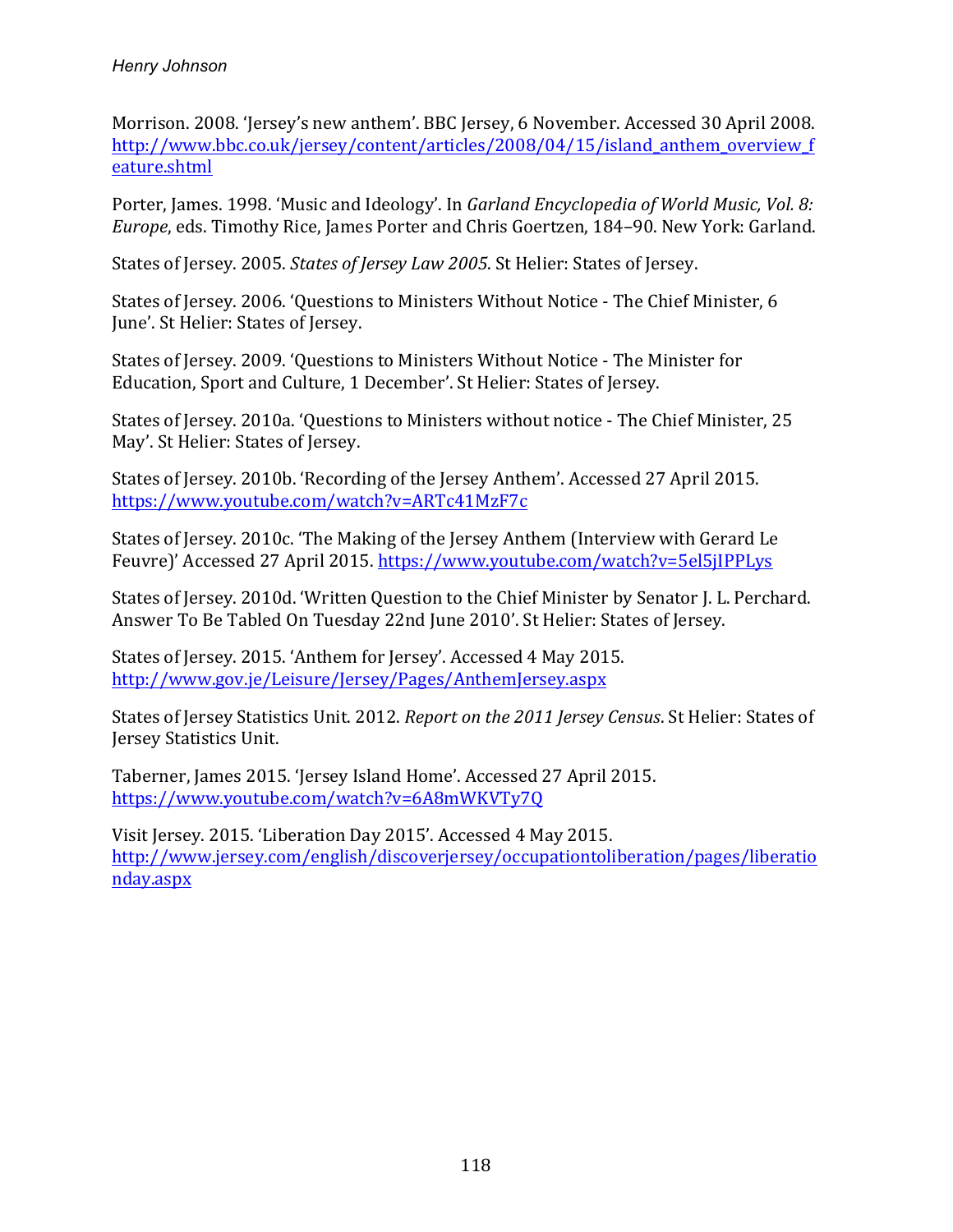Morrison. 2008. 'Jersey's new anthem'. BBC Jersey, 6 November. Accessed 30 April 2008. http://www.bbc.co.uk/jersey/content/articles/2008/04/15/island_anthem_overview_feature.shtml

Porter, James. 1998. 'Music and Ideology'. In *Garland Encyclopedia of World Music, Vol. 8: Europe*, eds. Timothy Rice, James Porter and Chris Goertzen, 184–90. New York: Garland.

States of Jersey. 2005. *States of Jersey Law 2005*. St Helier: States of Jersey.

States of Jersey. 2006. 'Questions to Ministers Without Notice - The Chief Minister, 6 June'. St Helier: States of Jersey.

States of Jersey. 2009. 'Questions to Ministers Without Notice - The Minister for Education, Sport and Culture, 1 December'. St Helier: States of Jersey.

States of Jersey. 2010a. 'Questions to Ministers without notice - The Chief Minister, 25 May'. St Helier: States of Jersey.

States of Jersey. 2010b. 'Recording of the Jersey Anthem'. Accessed 27 April 2015. https://www.youtube.com/watch?v=ARTc41MzF7c

States of Jersey. 2010c. 'The Making of the Jersey Anthem (Interview with Gerard Le Feuvre)' Accessed 27 April 2015. https://www.youtube.com/watch?v=5el5jIPPLys

States of Jersey. 2010d. 'Written Question to the Chief Minister by Senator J. L. Perchard. Answer To Be Tabled On Tuesday 22nd June 2010'. St Helier: States of Jersey.

States of Jersey. 2015. 'Anthem for Jersey'. Accessed 4 May 2015. http://www.gov.je/Leisure/Jersey/Pages/AnthemJersey.aspx

States of Jersey Statistics Unit. 2012. *Report on the 2011 Jersey Census*. St Helier: States of Jersey Statistics Unit.

Taberner, James 2015. 'Jersey Island Home'. Accessed 27 April 2015. https://www.youtube.com/watch?v=6A8mWKVTy7Q

Visit Jersey. 2015. 'Liberation Day 2015'. Accessed 4 May 2015. http://www.jersey.com/english/discoverjersey/occupationtoliberation/pages/liberationday.aspx